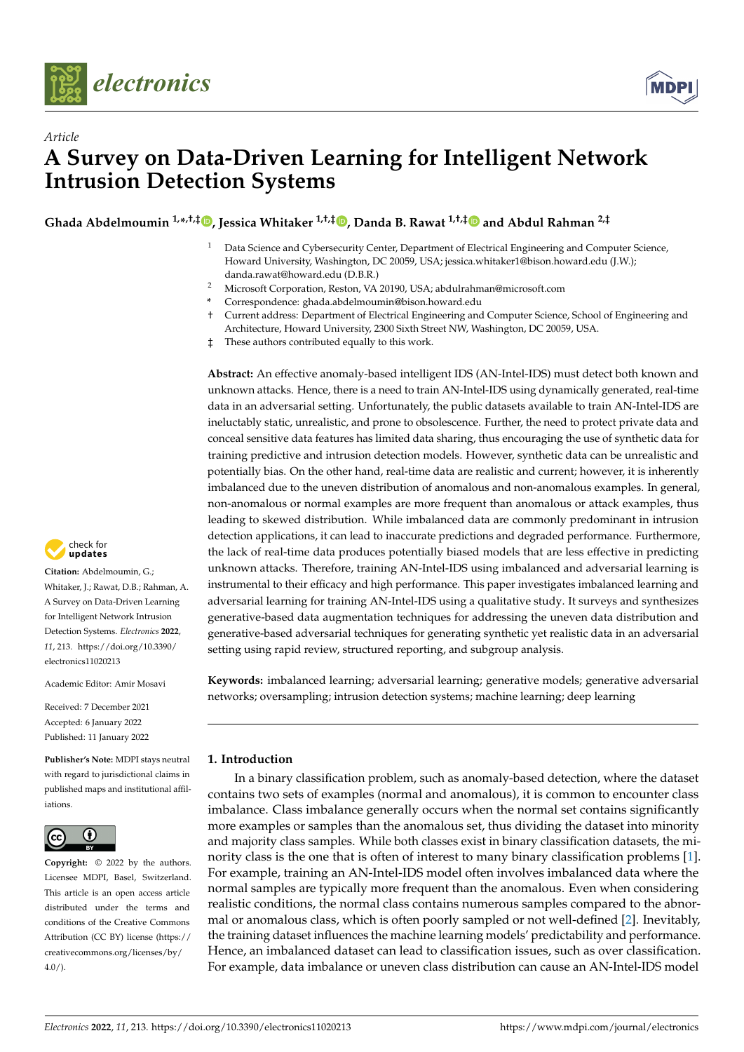*Article*

# A Survey on Data-Driven Learning for Intelligent Network Intrusion Detection Systems

**Ghada Abdelmoumin [1,*,†,‡], Jessica Whitaker [1,†,‡], Danda B. Rawat [1,†,‡] and Abdul Rahman [2,‡]**

[1] Data Science and Cybersecurity Center, Department of Electrical Engineering and Computer Science, Howard University, Washington, DC 20059, USA; jessica.whitaker1@bison.howard.edu (J.W.); danda.rawat@howard.edu (D.B.R.)

[2] Microsoft Corporation, Reston, VA 20190, USA; abdulrahman@microsoft.com

* Correspondence: ghada.abdelmoumin@bison.howard.edu

† Current address: Department of Electrical Engineering and Computer Science, School of Engineering and Architecture, Howard University, 2300 Sixth Street NW, Washington, DC 20059, USA.

‡ These authors contributed equally to this work.

**Abstract:** An effective anomaly-based intelligent IDS (AN-Intel-IDS) must detect both known and unknown attacks. Hence, there is a need to train AN-Intel-IDS using dynamically generated, real-time data in an adversarial setting. Unfortunately, the public datasets available to train AN-Intel-IDS are ineluctably static, unrealistic, and prone to obsolescence. Further, the need to protect private data and conceal sensitive data features has limited data sharing, thus encouraging the use of synthetic data for training predictive and intrusion detection models. However, synthetic data can be unrealistic and potentially bias. On the other hand, real-time data are realistic and current; however, it is inherently imbalanced due to the uneven distribution of anomalous and non-anomalous examples. In general, non-anomalous or normal examples are more frequent than anomalous or attack examples, thus leading to skewed distribution. While imbalanced data are commonly predominant in intrusion detection applications, it can lead to inaccurate predictions and degraded performance. Furthermore, the lack of real-time data produces potentially biased models that are less effective in predicting unknown attacks. Therefore, training AN-Intel-IDS using imbalanced and adversarial learning is instrumental to their efficacy and high performance. This paper investigates imbalanced learning and adversarial learning for training AN-Intel-IDS using a qualitative study. It surveys and synthesizes generative-based data augmentation techniques for addressing the uneven data distribution and generative-based adversarial techniques for generating synthetic yet realistic data in an adversarial setting using rapid review, structured reporting, and subgroup analysis.

**Keywords:** imbalanced learning; adversarial learning; generative models; generative adversarial networks; oversampling; intrusion detection systems; machine learning; deep learning

**Citation:** Abdelmoumin, G.; Whitaker, J.; Rawat, D.B.; Rahman, A. A Survey on Data-Driven Learning for Intelligent Network Intrusion Detection Systems. *Electronics* **2022**, *11*, 213. https://doi.org/10.3390/electronics11020213

Academic Editor: Amir Mosavi

Received: 7 December 2021
Accepted: 6 January 2022
Published: 11 January 2022

**Publisher's Note:** MDPI stays neutral with regard to jurisdictional claims in published maps and institutional affiliations.

**Copyright:** © 2022 by the authors. Licensee MDPI, Basel, Switzerland. This article is an open access article distributed under the terms and conditions of the Creative Commons Attribution (CC BY) license (https://creativecommons.org/licenses/by/4.0/).

## 1. Introduction

In a binary classification problem, such as anomaly-based detection, where the dataset contains two sets of examples (normal and anomalous), it is common to encounter class imbalance. Class imbalance generally occurs when the normal set contains significantly more examples or samples than the anomalous set, thus dividing the dataset into minority and majority class samples. While both classes exist in binary classification datasets, the minority class is the one that is often of interest to many binary classification problems [1]. For example, training an AN-Intel-IDS model often involves imbalanced data where the normal samples are typically more frequent than the anomalous. Even when considering realistic conditions, the normal class contains numerous samples compared to the abnormal or anomalous class, which is often poorly sampled or not well-defined [2]. Inevitably, the training dataset influences the machine learning models' predictability and performance. Hence, an imbalanced dataset can lead to classification issues, such as over classification. For example, data imbalance or uneven class distribution can cause an AN-Intel-IDS model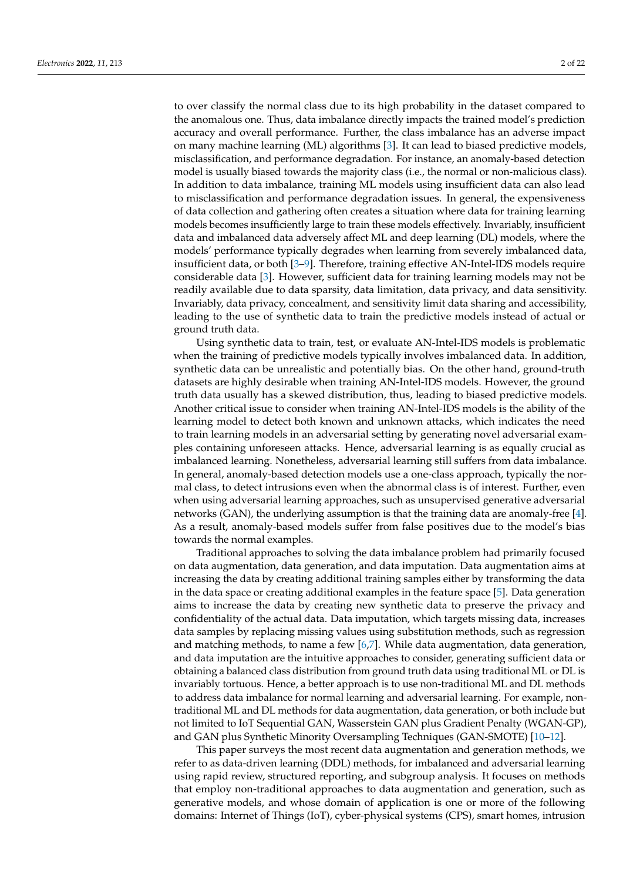to over classify the normal class due to its high probability in the dataset compared to the anomalous one. Thus, data imbalance directly impacts the trained model's prediction accuracy and overall performance. Further, the class imbalance has an adverse impact on many machine learning (ML) algorithms [3]. It can lead to biased predictive models, misclassification, and performance degradation. For instance, an anomaly-based detection model is usually biased towards the majority class (i.e., the normal or non-malicious class). In addition to data imbalance, training ML models using insufficient data can also lead to misclassification and performance degradation issues. In general, the expensiveness of data collection and gathering often creates a situation where data for training learning models becomes insufficiently large to train these models effectively. Invariably, insufficient data and imbalanced data adversely affect ML and deep learning (DL) models, where the models' performance typically degrades when learning from severely imbalanced data, insufficient data, or both [3–9]. Therefore, training effective AN-Intel-IDS models require considerable data [3]. However, sufficient data for training learning models may not be readily available due to data sparsity, data limitation, data privacy, and data sensitivity. Invariably, data privacy, concealment, and sensitivity limit data sharing and accessibility, leading to the use of synthetic data to train the predictive models instead of actual or ground truth data.

Using synthetic data to train, test, or evaluate AN-Intel-IDS models is problematic when the training of predictive models typically involves imbalanced data. In addition, synthetic data can be unrealistic and potentially bias. On the other hand, ground-truth datasets are highly desirable when training AN-Intel-IDS models. However, the ground truth data usually has a skewed distribution, thus, leading to biased predictive models. Another critical issue to consider when training AN-Intel-IDS models is the ability of the learning model to detect both known and unknown attacks, which indicates the need to train learning models in an adversarial setting by generating novel adversarial examples containing unforeseen attacks. Hence, adversarial learning is as equally crucial as imbalanced learning. Nonetheless, adversarial learning still suffers from data imbalance. In general, anomaly-based detection models use a one-class approach, typically the normal class, to detect intrusions even when the abnormal class is of interest. Further, even when using adversarial learning approaches, such as unsupervised generative adversarial networks (GAN), the underlying assumption is that the training data are anomaly-free [4]. As a result, anomaly-based models suffer from false positives due to the model's bias towards the normal examples.

Traditional approaches to solving the data imbalance problem had primarily focused on data augmentation, data generation, and data imputation. Data augmentation aims at increasing the data by creating additional training samples either by transforming the data in the data space or creating additional examples in the feature space [5]. Data generation aims to increase the data by creating new synthetic data to preserve the privacy and confidentiality of the actual data. Data imputation, which targets missing data, increases data samples by replacing missing values using substitution methods, such as regression and matching methods, to name a few [6,7]. While data augmentation, data generation, and data imputation are the intuitive approaches to consider, generating sufficient data or obtaining a balanced class distribution from ground truth data using traditional ML or DL is invariably tortuous. Hence, a better approach is to use non-traditional ML and DL methods to address data imbalance for normal learning and adversarial learning. For example, non-traditional ML and DL methods for data augmentation, data generation, or both include but not limited to IoT Sequential GAN, Wasserstein GAN plus Gradient Penalty (WGAN-GP), and GAN plus Synthetic Minority Oversampling Techniques (GAN-SMOTE) [10–12].

This paper surveys the most recent data augmentation and generation methods, we refer to as data-driven learning (DDL) methods, for imbalanced and adversarial learning using rapid review, structured reporting, and subgroup analysis. It focuses on methods that employ non-traditional approaches to data augmentation and generation, such as generative models, and whose domain of application is one or more of the following domains: Internet of Things (IoT), cyber-physical systems (CPS), smart homes, intrusion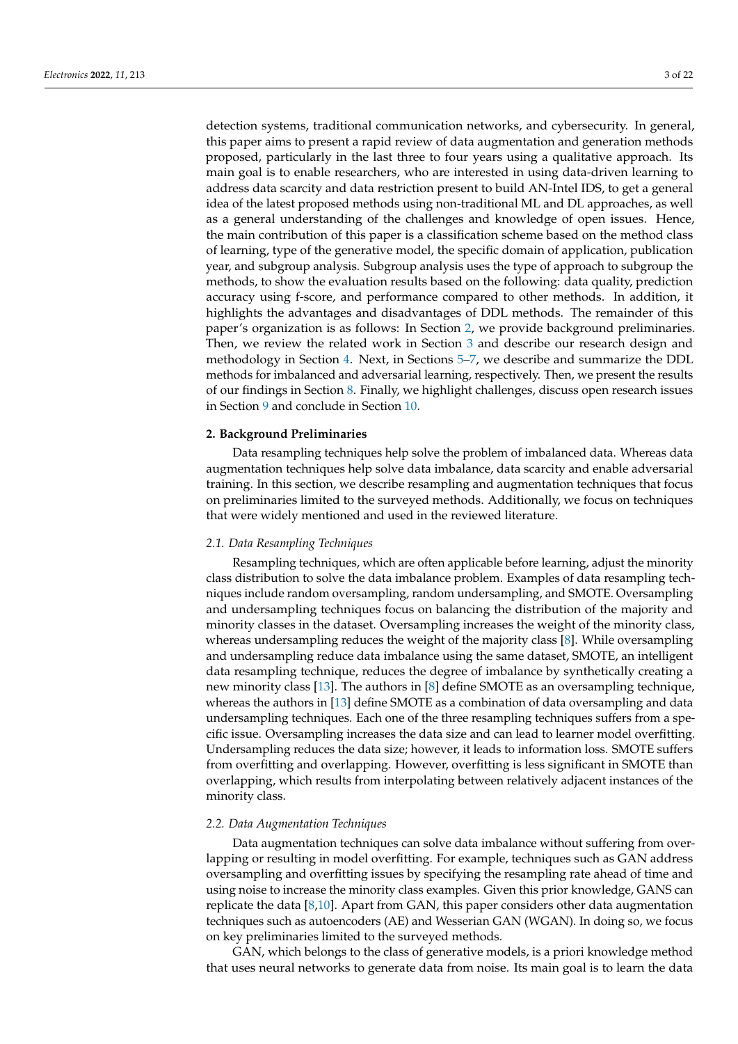detection systems, traditional communication networks, and cybersecurity. In general, this paper aims to present a rapid review of data augmentation and generation methods proposed, particularly in the last three to four years using a qualitative approach. Its main goal is to enable researchers, who are interested in using data-driven learning to address data scarcity and data restriction present to build AN-Intel IDS, to get a general idea of the latest proposed methods using non-traditional ML and DL approaches, as well as a general understanding of the challenges and knowledge of open issues. Hence, the main contribution of this paper is a classification scheme based on the method class of learning, type of the generative model, the specific domain of application, publication year, and subgroup analysis. Subgroup analysis uses the type of approach to subgroup the methods, to show the evaluation results based on the following: data quality, prediction accuracy using f-score, and performance compared to other methods. In addition, it highlights the advantages and disadvantages of DDL methods. The remainder of this paper's organization is as follows: In Section 2, we provide background preliminaries. Then, we review the related work in Section 3 and describe our research design and methodology in Section 4. Next, in Sections 5–7, we describe and summarize the DDL methods for imbalanced and adversarial learning, respectively. Then, we present the results of our findings in Section 8. Finally, we highlight challenges, discuss open research issues in Section 9 and conclude in Section 10.

## 2. Background Preliminaries

Data resampling techniques help solve the problem of imbalanced data. Whereas data augmentation techniques help solve data imbalance, data scarcity and enable adversarial training. In this section, we describe resampling and augmentation techniques that focus on preliminaries limited to the surveyed methods. Additionally, we focus on techniques that were widely mentioned and used in the reviewed literature.

### *2.1. Data Resampling Techniques*

Resampling techniques, which are often applicable before learning, adjust the minority class distribution to solve the data imbalance problem. Examples of data resampling techniques include random oversampling, random undersampling, and SMOTE. Oversampling and undersampling techniques focus on balancing the distribution of the majority and minority classes in the dataset. Oversampling increases the weight of the minority class, whereas undersampling reduces the weight of the majority class [8]. While oversampling and undersampling reduce data imbalance using the same dataset, SMOTE, an intelligent data resampling technique, reduces the degree of imbalance by synthetically creating a new minority class [13]. The authors in [8] define SMOTE as an oversampling technique, whereas the authors in [13] define SMOTE as a combination of data oversampling and data undersampling techniques. Each one of the three resampling techniques suffers from a specific issue. Oversampling increases the data size and can lead to learner model overfitting. Undersampling reduces the data size; however, it leads to information loss. SMOTE suffers from overfitting and overlapping. However, overfitting is less significant in SMOTE than overlapping, which results from interpolating between relatively adjacent instances of the minority class.

### *2.2. Data Augmentation Techniques*

Data augmentation techniques can solve data imbalance without suffering from overlapping or resulting in model overfitting. For example, techniques such as GAN address oversampling and overfitting issues by specifying the resampling rate ahead of time and using noise to increase the minority class examples. Given this prior knowledge, GANS can replicate the data [8,10]. Apart from GAN, this paper considers other data augmentation techniques such as autoencoders (AE) and Wesserian GAN (WGAN). In doing so, we focus on key preliminaries limited to the surveyed methods.

GAN, which belongs to the class of generative models, is a priori knowledge method that uses neural networks to generate data from noise. Its main goal is to learn the data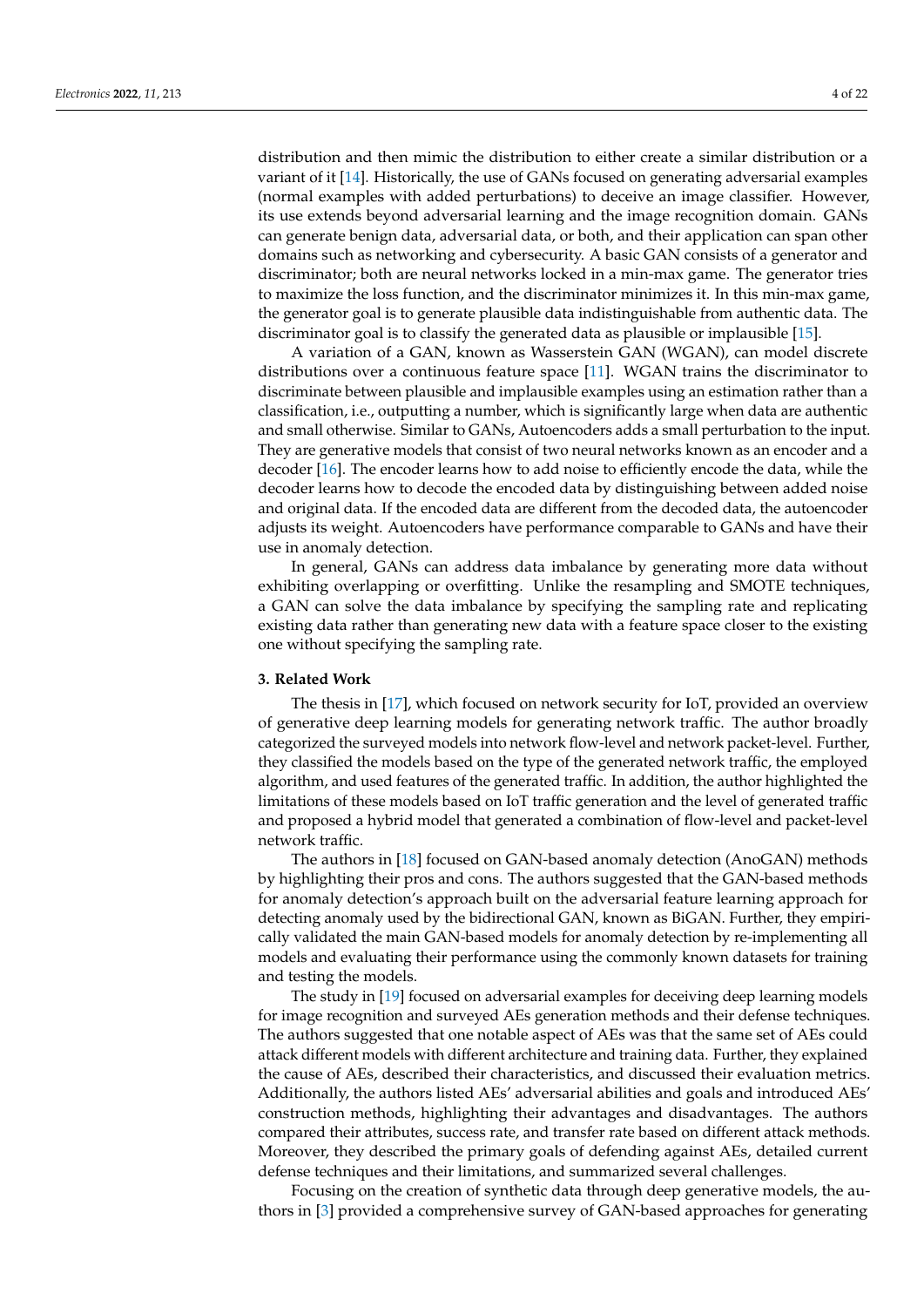distribution and then mimic the distribution to either create a similar distribution or a variant of it [14]. Historically, the use of GANs focused on generating adversarial examples (normal examples with added perturbations) to deceive an image classifier. However, its use extends beyond adversarial learning and the image recognition domain. GANs can generate benign data, adversarial data, or both, and their application can span other domains such as networking and cybersecurity. A basic GAN consists of a generator and discriminator; both are neural networks locked in a min-max game. The generator tries to maximize the loss function, and the discriminator minimizes it. In this min-max game, the generator goal is to generate plausible data indistinguishable from authentic data. The discriminator goal is to classify the generated data as plausible or implausible [15].

A variation of a GAN, known as Wasserstein GAN (WGAN), can model discrete distributions over a continuous feature space [11]. WGAN trains the discriminator to discriminate between plausible and implausible examples using an estimation rather than a classification, i.e., outputting a number, which is significantly large when data are authentic and small otherwise. Similar to GANs, Autoencoders adds a small perturbation to the input. They are generative models that consist of two neural networks known as an encoder and a decoder [16]. The encoder learns how to add noise to efficiently encode the data, while the decoder learns how to decode the encoded data by distinguishing between added noise and original data. If the encoded data are different from the decoded data, the autoencoder adjusts its weight. Autoencoders have performance comparable to GANs and have their use in anomaly detection.

In general, GANs can address data imbalance by generating more data without exhibiting overlapping or overfitting. Unlike the resampling and SMOTE techniques, a GAN can solve the data imbalance by specifying the sampling rate and replicating existing data rather than generating new data with a feature space closer to the existing one without specifying the sampling rate.

## 3. Related Work

The thesis in [17], which focused on network security for IoT, provided an overview of generative deep learning models for generating network traffic. The author broadly categorized the surveyed models into network flow-level and network packet-level. Further, they classified the models based on the type of the generated network traffic, the employed algorithm, and used features of the generated traffic. In addition, the author highlighted the limitations of these models based on IoT traffic generation and the level of generated traffic and proposed a hybrid model that generated a combination of flow-level and packet-level network traffic.

The authors in [18] focused on GAN-based anomaly detection (AnoGAN) methods by highlighting their pros and cons. The authors suggested that the GAN-based methods for anomaly detection's approach built on the adversarial feature learning approach for detecting anomaly used by the bidirectional GAN, known as BiGAN. Further, they empirically validated the main GAN-based models for anomaly detection by re-implementing all models and evaluating their performance using the commonly known datasets for training and testing the models.

The study in [19] focused on adversarial examples for deceiving deep learning models for image recognition and surveyed AEs generation methods and their defense techniques. The authors suggested that one notable aspect of AEs was that the same set of AEs could attack different models with different architecture and training data. Further, they explained the cause of AEs, described their characteristics, and discussed their evaluation metrics. Additionally, the authors listed AEs' adversarial abilities and goals and introduced AEs' construction methods, highlighting their advantages and disadvantages. The authors compared their attributes, success rate, and transfer rate based on different attack methods. Moreover, they described the primary goals of defending against AEs, detailed current defense techniques and their limitations, and summarized several challenges.

Focusing on the creation of synthetic data through deep generative models, the authors in [3] provided a comprehensive survey of GAN-based approaches for generating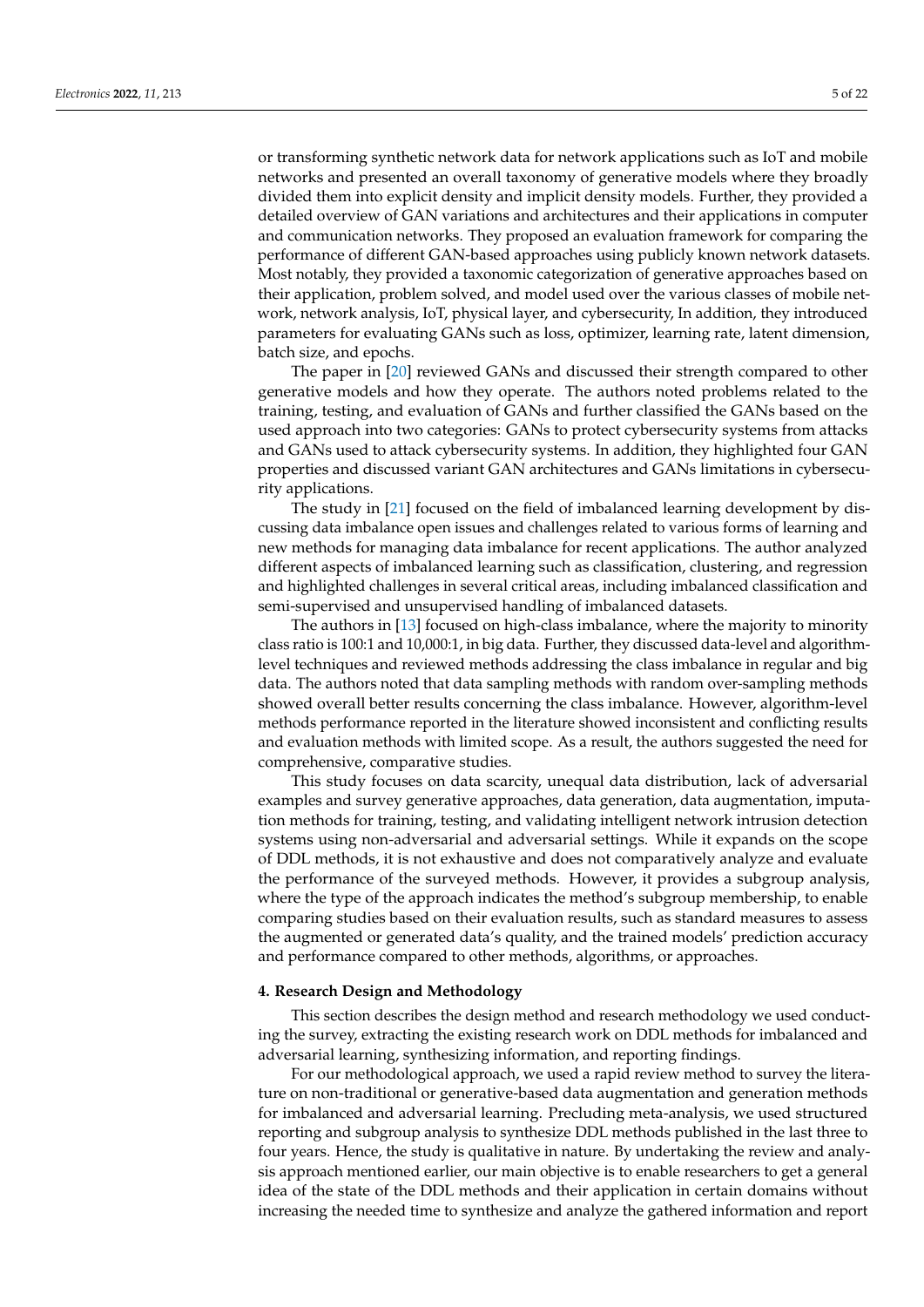or transforming synthetic network data for network applications such as IoT and mobile networks and presented an overall taxonomy of generative models where they broadly divided them into explicit density and implicit density models. Further, they provided a detailed overview of GAN variations and architectures and their applications in computer and communication networks. They proposed an evaluation framework for comparing the performance of different GAN-based approaches using publicly known network datasets. Most notably, they provided a taxonomic categorization of generative approaches based on their application, problem solved, and model used over the various classes of mobile network, network analysis, IoT, physical layer, and cybersecurity, In addition, they introduced parameters for evaluating GANs such as loss, optimizer, learning rate, latent dimension, batch size, and epochs.

The paper in [20] reviewed GANs and discussed their strength compared to other generative models and how they operate. The authors noted problems related to the training, testing, and evaluation of GANs and further classified the GANs based on the used approach into two categories: GANs to protect cybersecurity systems from attacks and GANs used to attack cybersecurity systems. In addition, they highlighted four GAN properties and discussed variant GAN architectures and GANs limitations in cybersecurity applications.

The study in [21] focused on the field of imbalanced learning development by discussing data imbalance open issues and challenges related to various forms of learning and new methods for managing data imbalance for recent applications. The author analyzed different aspects of imbalanced learning such as classification, clustering, and regression and highlighted challenges in several critical areas, including imbalanced classification and semi-supervised and unsupervised handling of imbalanced datasets.

The authors in [13] focused on high-class imbalance, where the majority to minority class ratio is 100:1 and 10,000:1, in big data. Further, they discussed data-level and algorithm-level techniques and reviewed methods addressing the class imbalance in regular and big data. The authors noted that data sampling methods with random over-sampling methods showed overall better results concerning the class imbalance. However, algorithm-level methods performance reported in the literature showed inconsistent and conflicting results and evaluation methods with limited scope. As a result, the authors suggested the need for comprehensive, comparative studies.

This study focuses on data scarcity, unequal data distribution, lack of adversarial examples and survey generative approaches, data generation, data augmentation, imputation methods for training, testing, and validating intelligent network intrusion detection systems using non-adversarial and adversarial settings. While it expands on the scope of DDL methods, it is not exhaustive and does not comparatively analyze and evaluate the performance of the surveyed methods. However, it provides a subgroup analysis, where the type of the approach indicates the method's subgroup membership, to enable comparing studies based on their evaluation results, such as standard measures to assess the augmented or generated data's quality, and the trained models' prediction accuracy and performance compared to other methods, algorithms, or approaches.

## 4. Research Design and Methodology

This section describes the design method and research methodology we used conducting the survey, extracting the existing research work on DDL methods for imbalanced and adversarial learning, synthesizing information, and reporting findings.

For our methodological approach, we used a rapid review method to survey the literature on non-traditional or generative-based data augmentation and generation methods for imbalanced and adversarial learning. Precluding meta-analysis, we used structured reporting and subgroup analysis to synthesize DDL methods published in the last three to four years. Hence, the study is qualitative in nature. By undertaking the review and analysis approach mentioned earlier, our main objective is to enable researchers to get a general idea of the state of the DDL methods and their application in certain domains without increasing the needed time to synthesize and analyze the gathered information and report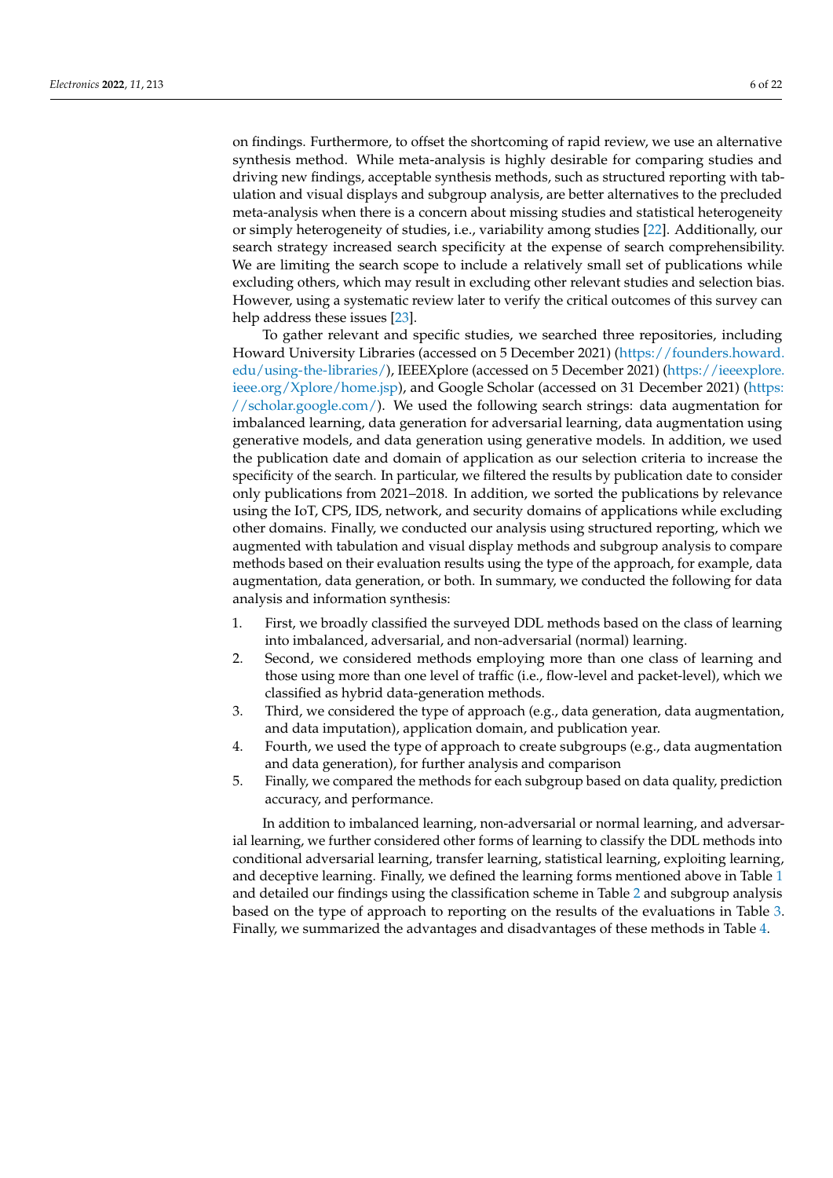on findings. Furthermore, to offset the shortcoming of rapid review, we use an alternative synthesis method. While meta-analysis is highly desirable for comparing studies and driving new findings, acceptable synthesis methods, such as structured reporting with tabulation and visual displays and subgroup analysis, are better alternatives to the precluded meta-analysis when there is a concern about missing studies and statistical heterogeneity or simply heterogeneity of studies, i.e., variability among studies [22]. Additionally, our search strategy increased search specificity at the expense of search comprehensibility. We are limiting the search scope to include a relatively small set of publications while excluding others, which may result in excluding other relevant studies and selection bias. However, using a systematic review later to verify the critical outcomes of this survey can help address these issues [23].

To gather relevant and specific studies, we searched three repositories, including Howard University Libraries (accessed on 5 December 2021) (https://founders.howard.edu/using-the-libraries/), IEEEXplore (accessed on 5 December 2021) (https://ieeexplore.ieee.org/Xplore/home.jsp), and Google Scholar (accessed on 31 December 2021) (https://scholar.google.com/). We used the following search strings: data augmentation for imbalanced learning, data generation for adversarial learning, data augmentation using generative models, and data generation using generative models. In addition, we used the publication date and domain of application as our selection criteria to increase the specificity of the search. In particular, we filtered the results by publication date to consider only publications from 2021–2018. In addition, we sorted the publications by relevance using the IoT, CPS, IDS, network, and security domains of applications while excluding other domains. Finally, we conducted our analysis using structured reporting, which we augmented with tabulation and visual display methods and subgroup analysis to compare methods based on their evaluation results using the type of the approach, for example, data augmentation, data generation, or both. In summary, we conducted the following for data analysis and information synthesis:

1. First, we broadly classified the surveyed DDL methods based on the class of learning into imbalanced, adversarial, and non-adversarial (normal) learning.
2. Second, we considered methods employing more than one class of learning and those using more than one level of traffic (i.e., flow-level and packet-level), which we classified as hybrid data-generation methods.
3. Third, we considered the type of approach (e.g., data generation, data augmentation, and data imputation), application domain, and publication year.
4. Fourth, we used the type of approach to create subgroups (e.g., data augmentation and data generation), for further analysis and comparison
5. Finally, we compared the methods for each subgroup based on data quality, prediction accuracy, and performance.

In addition to imbalanced learning, non-adversarial or normal learning, and adversarial learning, we further considered other forms of learning to classify the DDL methods into conditional adversarial learning, transfer learning, statistical learning, exploiting learning, and deceptive learning. Finally, we defined the learning forms mentioned above in Table 1 and detailed our findings using the classification scheme in Table 2 and subgroup analysis based on the type of approach to reporting on the results of the evaluations in Table 3. Finally, we summarized the advantages and disadvantages of these methods in Table 4.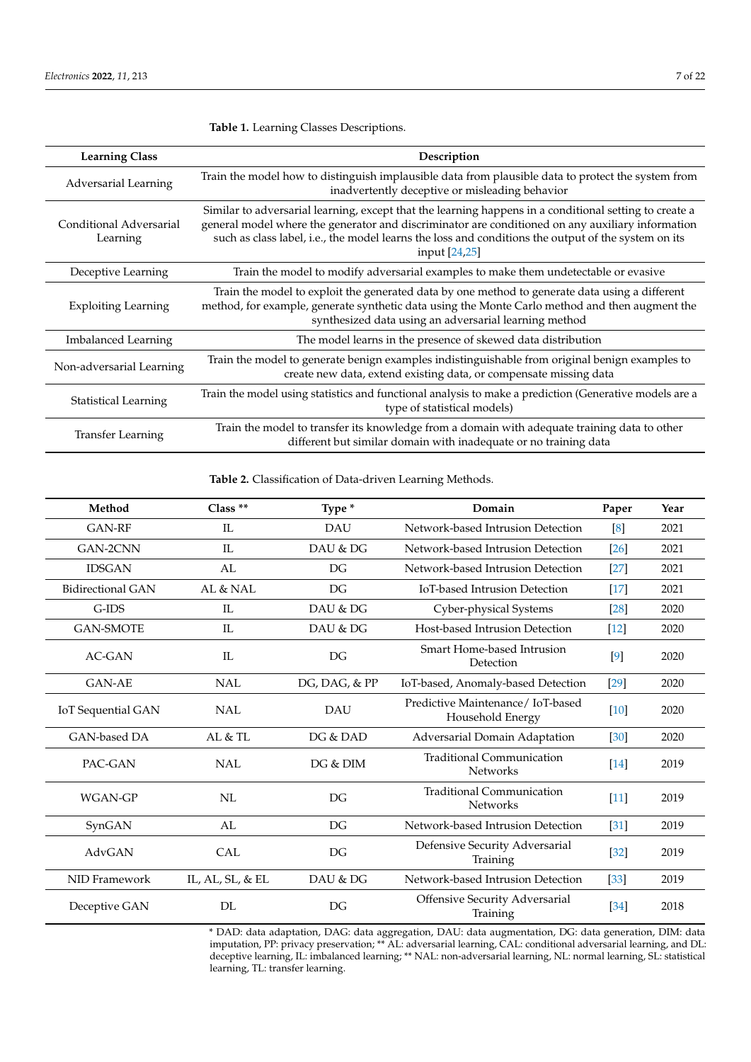**Table 1.** Learning Classes Descriptions.

| Learning Class | Description |
|---|---|
| Adversarial Learning | Train the model how to distinguish implausible data from plausible data to protect the system from inadvertently deceptive or misleading behavior |
| Conditional Adversarial Learning | Similar to adversarial learning, except that the learning happens in a conditional setting to create a general model where the generator and discriminator are conditioned on any auxiliary information such as class label, i.e., the model learns the loss and conditions the output of the system on its input [24,25] |
| Deceptive Learning | Train the model to modify adversarial examples to make them undetectable or evasive |
| Exploiting Learning | Train the model to exploit the generated data by one method to generate data using a different method, for example, generate synthetic data using the Monte Carlo method and then augment the synthesized data using an adversarial learning method |
| Imbalanced Learning | The model learns in the presence of skewed data distribution |
| Non-adversarial Learning | Train the model to generate benign examples indistinguishable from original benign examples to create new data, extend existing data, or compensate missing data |
| Statistical Learning | Train the model using statistics and functional analysis to make a prediction (Generative models are a type of statistical models) |
| Transfer Learning | Train the model to transfer its knowledge from a domain with adequate training data to other different but similar domain with inadequate or no training data |

**Table 2.** Classification of Data-driven Learning Methods.

| Method | Class ** | Type * | Domain | Paper | Year |
|---|---|---|---|---|---|
| GAN-RF | IL | DAU | Network-based Intrusion Detection | [8] | 2021 |
| GAN-2CNN | IL | DAU & DG | Network-based Intrusion Detection | [26] | 2021 |
| IDSGAN | AL | DG | Network-based Intrusion Detection | [27] | 2021 |
| Bidirectional GAN | AL & NAL | DG | IoT-based Intrusion Detection | [17] | 2021 |
| G-IDS | IL | DAU & DG | Cyber-physical Systems | [28] | 2020 |
| GAN-SMOTE | IL | DAU & DG | Host-based Intrusion Detection | [12] | 2020 |
| AC-GAN | IL | DG | Smart Home-based Intrusion Detection | [9] | 2020 |
| GAN-AE | NAL | DG, DAG, & PP | IoT-based, Anomaly-based Detection | [29] | 2020 |
| IoT Sequential GAN | NAL | DAU | Predictive Maintenance/ IoT-based Household Energy | [10] | 2020 |
| GAN-based DA | AL & TL | DG & DAD | Adversarial Domain Adaptation | [30] | 2020 |
| PAC-GAN | NAL | DG & DIM | Traditional Communication Networks | [14] | 2019 |
| WGAN-GP | NL | DG | Traditional Communication Networks | [11] | 2019 |
| SynGAN | AL | DG | Network-based Intrusion Detection | [31] | 2019 |
| AdvGAN | CAL | DG | Defensive Security Adversarial Training | [32] | 2019 |
| NID Framework | IL, AL, SL, & EL | DAU & DG | Network-based Intrusion Detection | [33] | 2019 |
| Deceptive GAN | DL | DG | Offensive Security Adversarial Training | [34] | 2018 |

* DAD: data adaptation, DAG: data aggregation, DAU: data augmentation, DG: data generation, DIM: data imputation, PP: privacy preservation; ** AL: adversarial learning, CAL: conditional adversarial learning, and DL: deceptive learning, IL: imbalanced learning; ** NAL: non-adversarial learning, NL: normal learning, SL: statistical learning, TL: transfer learning.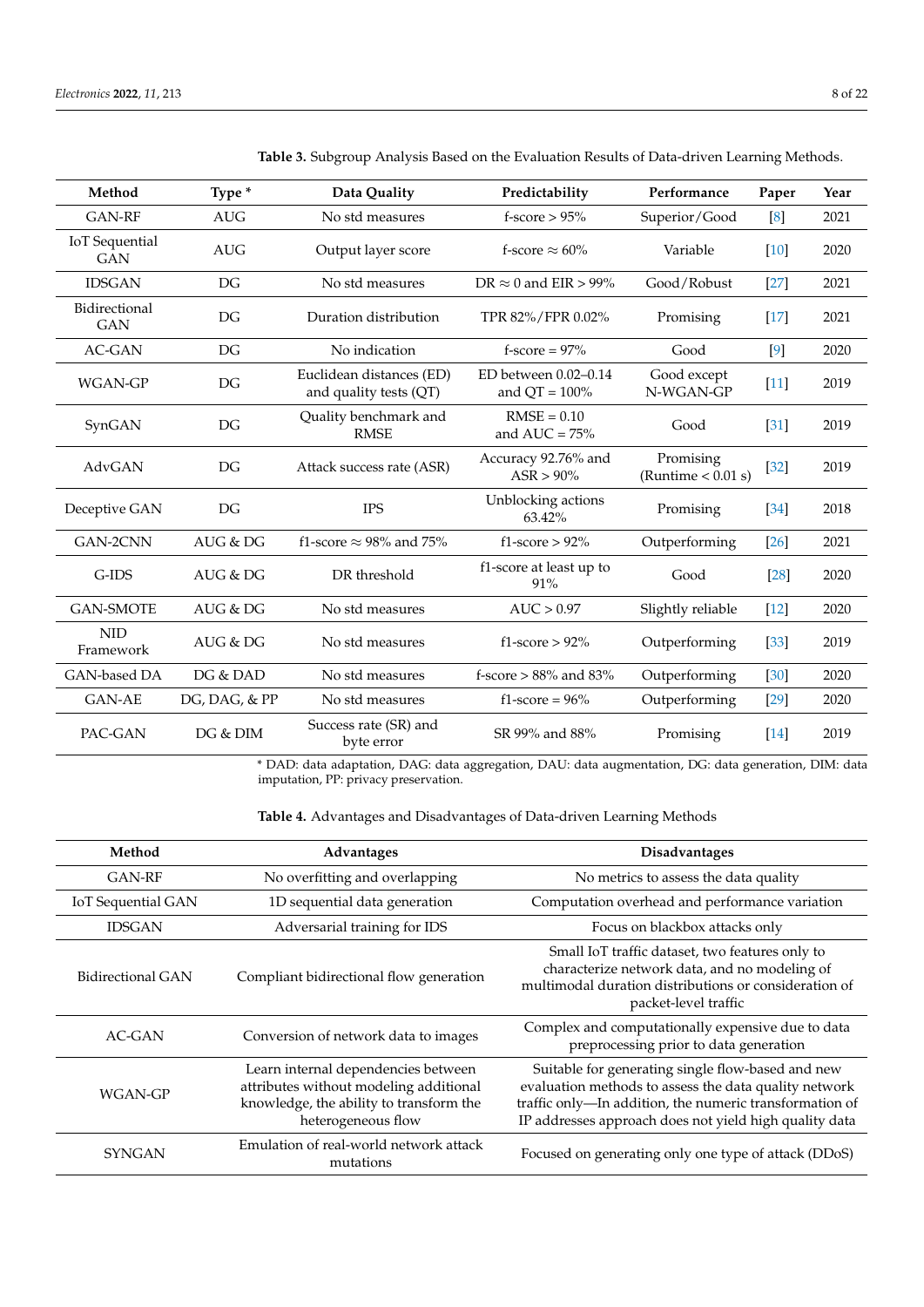**Table 3.** Subgroup Analysis Based on the Evaluation Results of Data-driven Learning Methods.

| Method | Type * | Data Quality | Predictability | Performance | Paper | Year |
|---|---|---|---|---|---|---|
| GAN-RF | AUG | No std measures | f-score > 95% | Superior/Good | [8] | 2021 |
| IoT Sequential GAN | AUG | Output layer score | f-score ≈ 60% | Variable | [10] | 2020 |
| IDSGAN | DG | No std measures | DR ≈ 0 and EIR > 99% | Good/Robust | [27] | 2021 |
| Bidirectional GAN | DG | Duration distribution | TPR 82%/FPR 0.02% | Promising | [17] | 2021 |
| AC-GAN | DG | No indication | f-score = 97% | Good | [9] | 2020 |
| WGAN-GP | DG | Euclidean distances (ED) and quality tests (QT) | ED between 0.02–0.14 and QT = 100% | Good except N-WGAN-GP | [11] | 2019 |
| SynGAN | DG | Quality benchmark and RMSE | RMSE = 0.10 and AUC = 75% | Good | [31] | 2019 |
| AdvGAN | DG | Attack success rate (ASR) | Accuracy 92.76% and ASR > 90% | Promising (Runtime < 0.01 s) | [32] | 2019 |
| Deceptive GAN | DG | IPS | Unblocking actions 63.42% | Promising | [34] | 2018 |
| GAN-2CNN | AUG & DG | f1-score ≈ 98% and 75% | f1-score > 92% | Outperforming | [26] | 2021 |
| G-IDS | AUG & DG | DR threshold | f1-score at least up to 91% | Good | [28] | 2020 |
| GAN-SMOTE | AUG & DG | No std measures | AUC > 0.97 | Slightly reliable | [12] | 2020 |
| NID Framework | AUG & DG | No std measures | f1-score > 92% | Outperforming | [33] | 2019 |
| GAN-based DA | DG & DAD | No std measures | f-score > 88% and 83% | Outperforming | [30] | 2020 |
| GAN-AE | DG, DAG, & PP | No std measures | f1-score = 96% | Outperforming | [29] | 2020 |
| PAC-GAN | DG & DIM | Success rate (SR) and byte error | SR 99% and 88% | Promising | [14] | 2019 |

* DAD: data adaptation, DAG: data aggregation, DAU: data augmentation, DG: data generation, DIM: data imputation, PP: privacy preservation.

**Table 4.** Advantages and Disadvantages of Data-driven Learning Methods

| Method | Advantages | Disadvantages |
|---|---|---|
| GAN-RF | No overfitting and overlapping | No metrics to assess the data quality |
| IoT Sequential GAN | 1D sequential data generation | Computation overhead and performance variation |
| IDSGAN | Adversarial training for IDS | Focus on blackbox attacks only |
| Bidirectional GAN | Compliant bidirectional flow generation | Small IoT traffic dataset, two features only to characterize network data, and no modeling of multimodal duration distributions or consideration of packet-level traffic |
| AC-GAN | Conversion of network data to images | Complex and computationally expensive due to data preprocessing prior to data generation |
| WGAN-GP | Learn internal dependencies between attributes without modeling additional knowledge, the ability to transform the heterogeneous flow | Suitable for generating single flow-based and new evaluation methods to assess the data quality network traffic only—In addition, the numeric transformation of IP addresses approach does not yield high quality data |
| SYNGAN | Emulation of real-world network attack mutations | Focused on generating only one type of attack (DDoS) |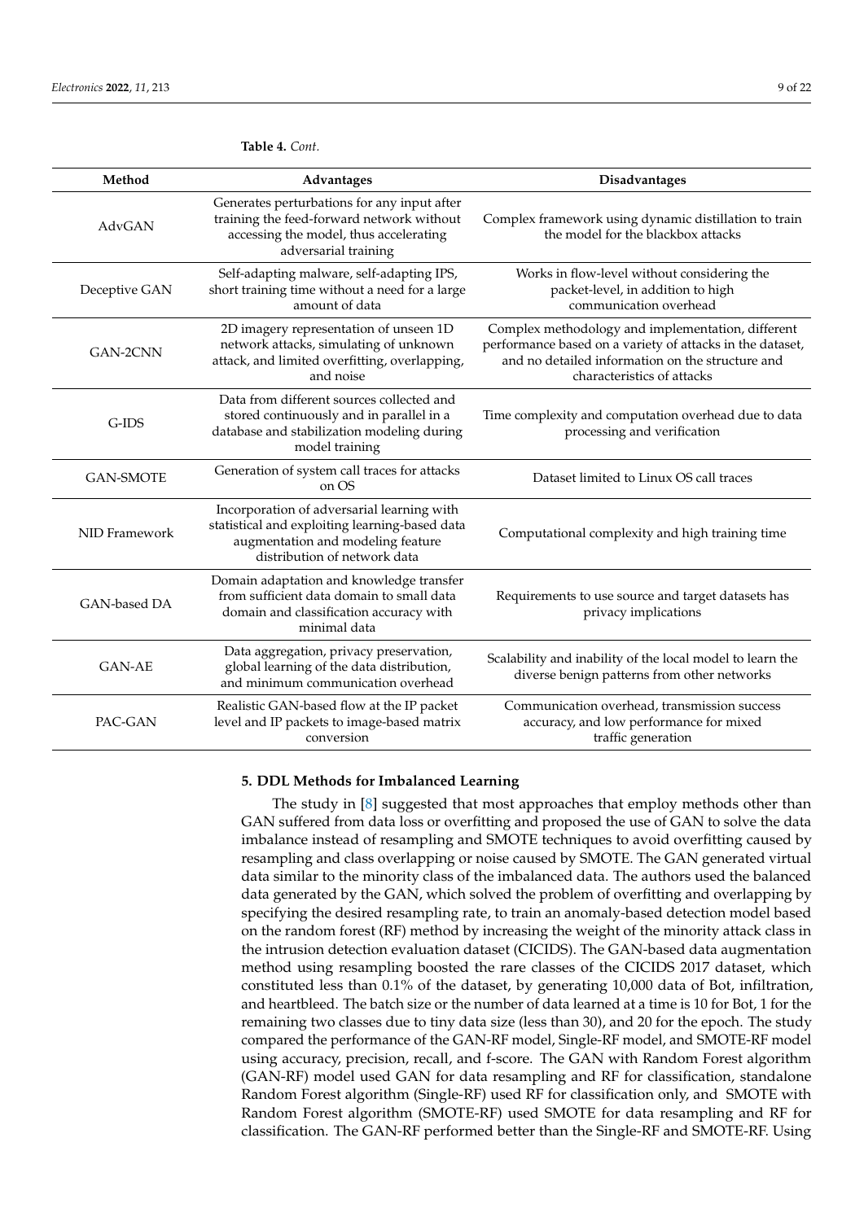**Table 4.** *Cont.*

| Method | Advantages | Disadvantages |
| --- | --- | --- |
| AdvGAN | Generates perturbations for any input after training the feed-forward network without accessing the model, thus accelerating adversarial training | Complex framework using dynamic distillation to train the model for the blackbox attacks |
| Deceptive GAN | Self-adapting malware, self-adapting IPS, short training time without a need for a large amount of data | Works in flow-level without considering the packet-level, in addition to high communication overhead |
| GAN-2CNN | 2D imagery representation of unseen 1D network attacks, simulating of unknown attack, and limited overfitting, overlapping, and noise | Complex methodology and implementation, different performance based on a variety of attacks in the dataset, and no detailed information on the structure and characteristics of attacks |
| G-IDS | Data from different sources collected and stored continuously and in parallel in a database and stabilization modeling during model training | Time complexity and computation overhead due to data processing and verification |
| GAN-SMOTE | Generation of system call traces for attacks on OS | Dataset limited to Linux OS call traces |
| NID Framework | Incorporation of adversarial learning with statistical and exploiting learning-based data augmentation and modeling feature distribution of network data | Computational complexity and high training time |
| GAN-based DA | Domain adaptation and knowledge transfer from sufficient data domain to small data domain and classification accuracy with minimal data | Requirements to use source and target datasets has privacy implications |
| GAN-AE | Data aggregation, privacy preservation, global learning of the data distribution, and minimum communication overhead | Scalability and inability of the local model to learn the diverse benign patterns from other networks |
| PAC-GAN | Realistic GAN-based flow at the IP packet level and IP packets to image-based matrix conversion | Communication overhead, transmission success accuracy, and low performance for mixed traffic generation |

## 5. DDL Methods for Imbalanced Learning

The study in [8] suggested that most approaches that employ methods other than GAN suffered from data loss or overfitting and proposed the use of GAN to solve the data imbalance instead of resampling and SMOTE techniques to avoid overfitting caused by resampling and class overlapping or noise caused by SMOTE. The GAN generated virtual data similar to the minority class of the imbalanced data. The authors used the balanced data generated by the GAN, which solved the problem of overfitting and overlapping by specifying the desired resampling rate, to train an anomaly-based detection model based on the random forest (RF) method by increasing the weight of the minority attack class in the intrusion detection evaluation dataset (CICIDS). The GAN-based data augmentation method using resampling boosted the rare classes of the CICIDS 2017 dataset, which constituted less than 0.1% of the dataset, by generating 10,000 data of Bot, infiltration, and heartbleed. The batch size or the number of data learned at a time is 10 for Bot, 1 for the remaining two classes due to tiny data size (less than 30), and 20 for the epoch. The study compared the performance of the GAN-RF model, Single-RF model, and SMOTE-RF model using accuracy, precision, recall, and f-score. The GAN with Random Forest algorithm (GAN-RF) model used GAN for data resampling and RF for classification, standalone Random Forest algorithm (Single-RF) used RF for classification only, and SMOTE with Random Forest algorithm (SMOTE-RF) used SMOTE for data resampling and RF for classification. The GAN-RF performed better than the Single-RF and SMOTE-RF. Using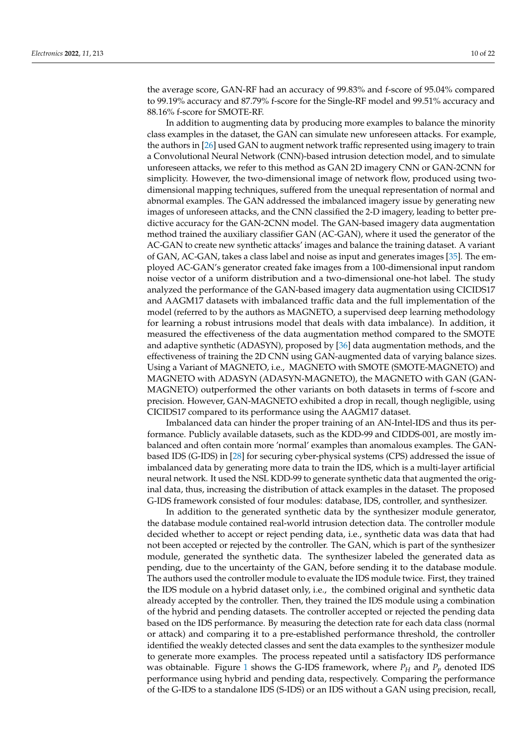the average score, GAN-RF had an accuracy of 99.83% and f-score of 95.04% compared to 99.19% accuracy and 87.79% f-score for the Single-RF model and 99.51% accuracy and 88.16% f-score for SMOTE-RF.

In addition to augmenting data by producing more examples to balance the minority class examples in the dataset, the GAN can simulate new unforeseen attacks. For example, the authors in [26] used GAN to augment network traffic represented using imagery to train a Convolutional Neural Network (CNN)-based intrusion detection model, and to simulate unforeseen attacks, we refer to this method as GAN 2D imagery CNN or GAN-2CNN for simplicity. However, the two-dimensional image of network flow, produced using two-dimensional mapping techniques, suffered from the unequal representation of normal and abnormal examples. The GAN addressed the imbalanced imagery issue by generating new images of unforeseen attacks, and the CNN classified the 2-D imagery, leading to better predictive accuracy for the GAN-2CNN model. The GAN-based imagery data augmentation method trained the auxiliary classifier GAN (AC-GAN), where it used the generator of the AC-GAN to create new synthetic attacks' images and balance the training dataset. A variant of GAN, AC-GAN, takes a class label and noise as input and generates images [35]. The employed AC-GAN's generator created fake images from a 100-dimensional input random noise vector of a uniform distribution and a two-dimensional one-hot label. The study analyzed the performance of the GAN-based imagery data augmentation using CICIDS17 and AAGM17 datasets with imbalanced traffic data and the full implementation of the model (referred to by the authors as MAGNETO, a supervised deep learning methodology for learning a robust intrusions model that deals with data imbalance). In addition, it measured the effectiveness of the data augmentation method compared to the SMOTE and adaptive synthetic (ADASYN), proposed by [36] data augmentation methods, and the effectiveness of training the 2D CNN using GAN-augmented data of varying balance sizes. Using a Variant of MAGNETO, i.e., MAGNETO with SMOTE (SMOTE-MAGNETO) and MAGNETO with ADASYN (ADASYN-MAGNETO), the MAGNETO with GAN (GAN-MAGNETO) outperformed the other variants on both datasets in terms of f-score and precision. However, GAN-MAGNETO exhibited a drop in recall, though negligible, using CICIDS17 compared to its performance using the AAGM17 dataset.

Imbalanced data can hinder the proper training of an AN-Intel-IDS and thus its performance. Publicly available datasets, such as the KDD-99 and CIDDS-001, are mostly imbalanced and often contain more 'normal' examples than anomalous examples. The GAN-based IDS (G-IDS) in [28] for securing cyber-physical systems (CPS) addressed the issue of imbalanced data by generating more data to train the IDS, which is a multi-layer artificial neural network. It used the NSL KDD-99 to generate synthetic data that augmented the original data, thus, increasing the distribution of attack examples in the dataset. The proposed G-IDS framework consisted of four modules: database, IDS, controller, and synthesizer.

In addition to the generated synthetic data by the synthesizer module generator, the database module contained real-world intrusion detection data. The controller module decided whether to accept or reject pending data, i.e., synthetic data was data that had not been accepted or rejected by the controller. The GAN, which is part of the synthesizer module, generated the synthetic data. The synthesizer labeled the generated data as pending, due to the uncertainty of the GAN, before sending it to the database module. The authors used the controller module to evaluate the IDS module twice. First, they trained the IDS module on a hybrid dataset only, i.e., the combined original and synthetic data already accepted by the controller. Then, they trained the IDS module using a combination of the hybrid and pending datasets. The controller accepted or rejected the pending data based on the IDS performance. By measuring the detection rate for each data class (normal or attack) and comparing it to a pre-established performance threshold, the controller identified the weakly detected classes and sent the data examples to the synthesizer module to generate more examples. The process repeated until a satisfactory IDS performance was obtainable. Figure 1 shows the G-IDS framework, where $P_H$ and $P_p$ denoted IDS performance using hybrid and pending data, respectively. Comparing the performance of the G-IDS to a standalone IDS (S-IDS) or an IDS without a GAN using precision, recall,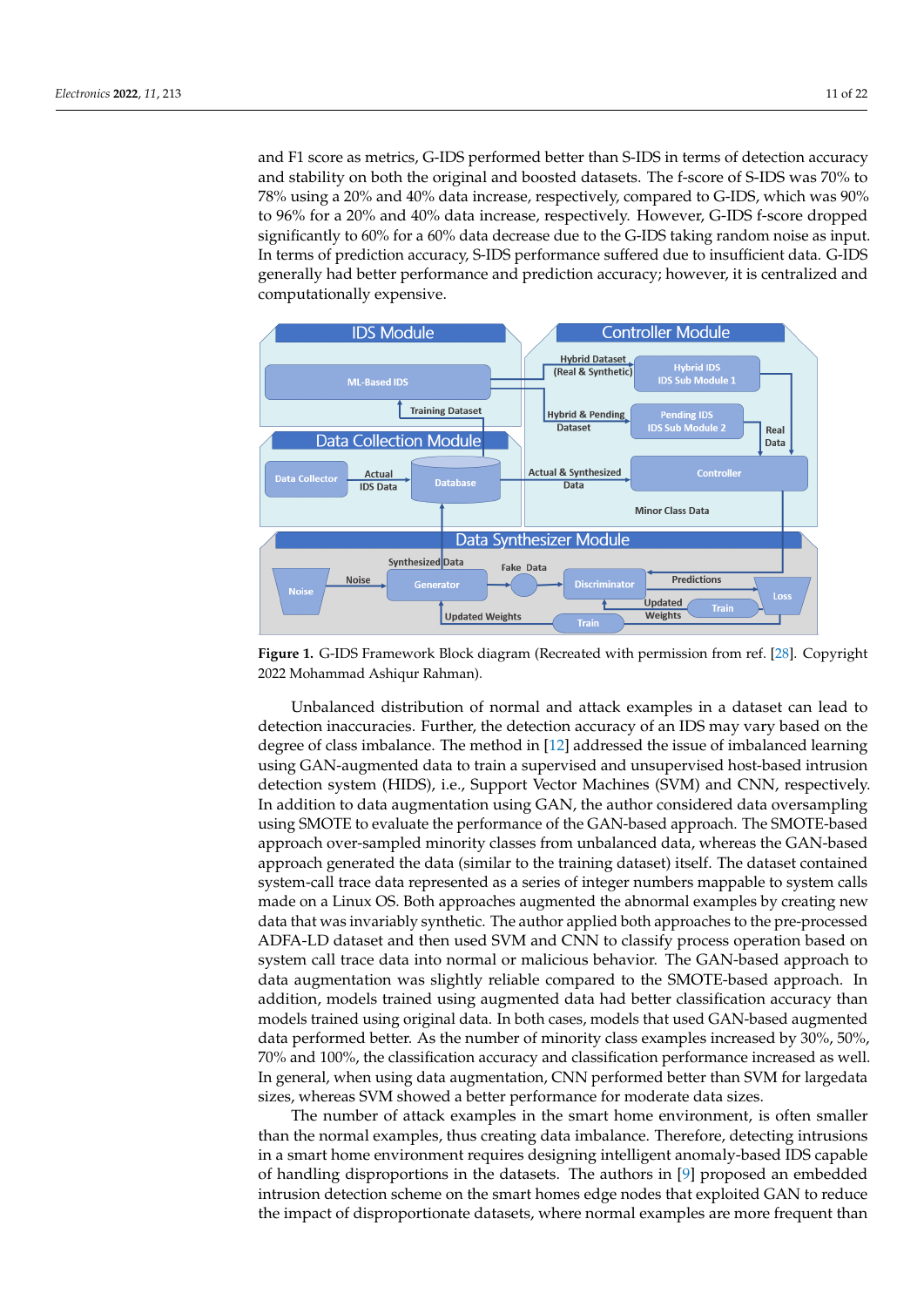and F1 score as metrics, G-IDS performed better than S-IDS in terms of detection accuracy and stability on both the original and boosted datasets. The f-score of S-IDS was 70% to 78% using a 20% and 40% data increase, respectively, compared to G-IDS, which was 90% to 96% for a 20% and 40% data increase, respectively. However, G-IDS f-score dropped significantly to 60% for a 60% data decrease due to the G-IDS taking random noise as input. In terms of prediction accuracy, S-IDS performance suffered due to insufficient data. G-IDS generally had better performance and prediction accuracy; however, it is centralized and computationally expensive.

**Figure 1.** G-IDS Framework Block diagram (Recreated with permission from ref. [28]. Copyright 2022 Mohammad Ashiqur Rahman).

Unbalanced distribution of normal and attack examples in a dataset can lead to detection inaccuracies. Further, the detection accuracy of an IDS may vary based on the degree of class imbalance. The method in [12] addressed the issue of imbalanced learning using GAN-augmented data to train a supervised and unsupervised host-based intrusion detection system (HIDS), i.e., Support Vector Machines (SVM) and CNN, respectively. In addition to data augmentation using GAN, the author considered data oversampling using SMOTE to evaluate the performance of the GAN-based approach. The SMOTE-based approach over-sampled minority classes from unbalanced data, whereas the GAN-based approach generated the data (similar to the training dataset) itself. The dataset contained system-call trace data represented as a series of integer numbers mappable to system calls made on a Linux OS. Both approaches augmented the abnormal examples by creating new data that was invariably synthetic. The author applied both approaches to the pre-processed ADFA-LD dataset and then used SVM and CNN to classify process operation based on system call trace data into normal or malicious behavior. The GAN-based approach to data augmentation was slightly reliable compared to the SMOTE-based approach. In addition, models trained using augmented data had better classification accuracy than models trained using original data. In both cases, models that used GAN-based augmented data performed better. As the number of minority class examples increased by 30%, 50%, 70% and 100%, the classification accuracy and classification performance increased as well. In general, when using data augmentation, CNN performed better than SVM for largedata sizes, whereas SVM showed a better performance for moderate data sizes.

The number of attack examples in the smart home environment, is often smaller than the normal examples, thus creating data imbalance. Therefore, detecting intrusions in a smart home environment requires designing intelligent anomaly-based IDS capable of handling disproportions in the datasets. The authors in [9] proposed an embedded intrusion detection scheme on the smart homes edge nodes that exploited GAN to reduce the impact of disproportionate datasets, where normal examples are more frequent than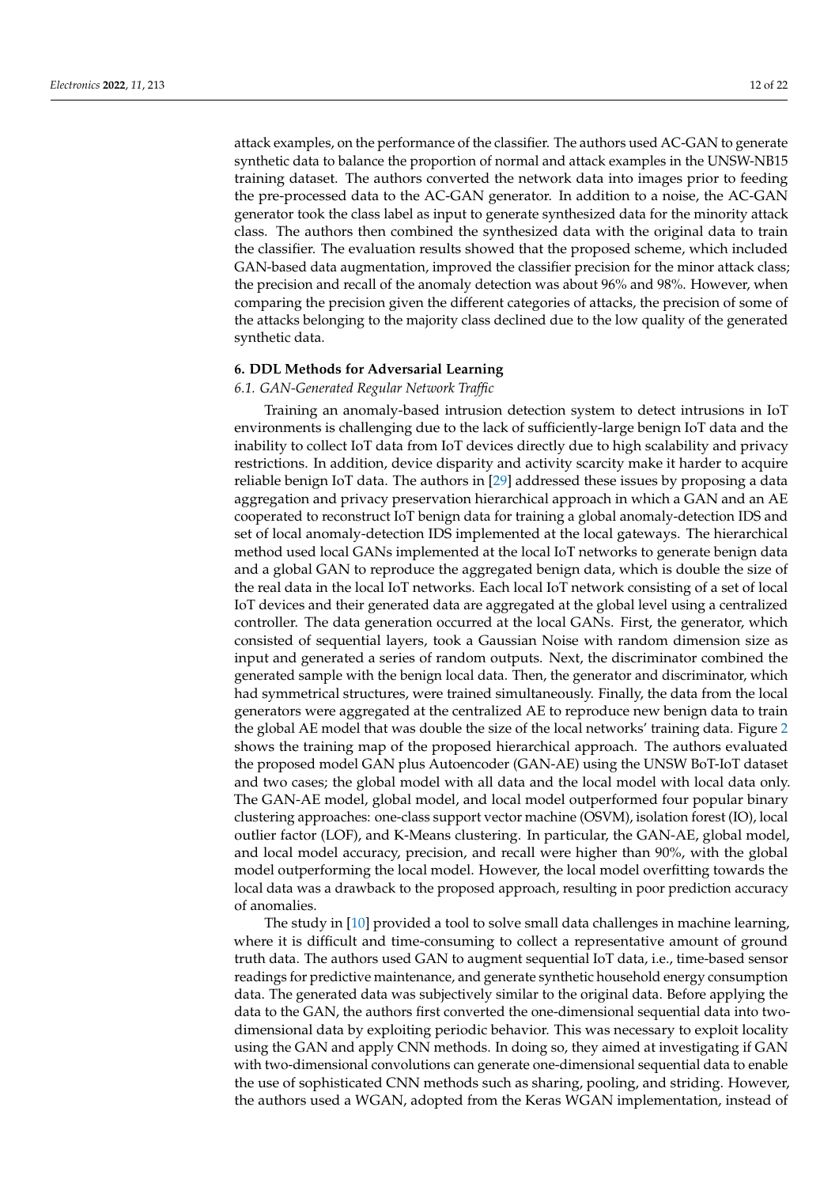attack examples, on the performance of the classifier. The authors used AC-GAN to generate synthetic data to balance the proportion of normal and attack examples in the UNSW-NB15 training dataset. The authors converted the network data into images prior to feeding the pre-processed data to the AC-GAN generator. In addition to a noise, the AC-GAN generator took the class label as input to generate synthesized data for the minority attack class. The authors then combined the synthesized data with the original data to train the classifier. The evaluation results showed that the proposed scheme, which included GAN-based data augmentation, improved the classifier precision for the minor attack class; the precision and recall of the anomaly detection was about 96% and 98%. However, when comparing the precision given the different categories of attacks, the precision of some of the attacks belonging to the majority class declined due to the low quality of the generated synthetic data.

## 6. DDL Methods for Adversarial Learning

### *6.1. GAN-Generated Regular Network Traffic*

Training an anomaly-based intrusion detection system to detect intrusions in IoT environments is challenging due to the lack of sufficiently-large benign IoT data and the inability to collect IoT data from IoT devices directly due to high scalability and privacy restrictions. In addition, device disparity and activity scarcity make it harder to acquire reliable benign IoT data. The authors in [29] addressed these issues by proposing a data aggregation and privacy preservation hierarchical approach in which a GAN and an AE cooperated to reconstruct IoT benign data for training a global anomaly-detection IDS and set of local anomaly-detection IDS implemented at the local gateways. The hierarchical method used local GANs implemented at the local IoT networks to generate benign data and a global GAN to reproduce the aggregated benign data, which is double the size of the real data in the local IoT networks. Each local IoT network consisting of a set of local IoT devices and their generated data are aggregated at the global level using a centralized controller. The data generation occurred at the local GANs. First, the generator, which consisted of sequential layers, took a Gaussian Noise with random dimension size as input and generated a series of random outputs. Next, the discriminator combined the generated sample with the benign local data. Then, the generator and discriminator, which had symmetrical structures, were trained simultaneously. Finally, the data from the local generators were aggregated at the centralized AE to reproduce new benign data to train the global AE model that was double the size of the local networks' training data. Figure 2 shows the training map of the proposed hierarchical approach. The authors evaluated the proposed model GAN plus Autoencoder (GAN-AE) using the UNSW BoT-IoT dataset and two cases; the global model with all data and the local model with local data only. The GAN-AE model, global model, and local model outperformed four popular binary clustering approaches: one-class support vector machine (OSVM), isolation forest (IO), local outlier factor (LOF), and K-Means clustering. In particular, the GAN-AE, global model, and local model accuracy, precision, and recall were higher than 90%, with the global model outperforming the local model. However, the local model overfitting towards the local data was a drawback to the proposed approach, resulting in poor prediction accuracy of anomalies.

The study in [10] provided a tool to solve small data challenges in machine learning, where it is difficult and time-consuming to collect a representative amount of ground truth data. The authors used GAN to augment sequential IoT data, i.e., time-based sensor readings for predictive maintenance, and generate synthetic household energy consumption data. The generated data was subjectively similar to the original data. Before applying the data to the GAN, the authors first converted the one-dimensional sequential data into two-dimensional data by exploiting periodic behavior. This was necessary to exploit locality using the GAN and apply CNN methods. In doing so, they aimed at investigating if GAN with two-dimensional convolutions can generate one-dimensional sequential data to enable the use of sophisticated CNN methods such as sharing, pooling, and striding. However, the authors used a WGAN, adopted from the Keras WGAN implementation, instead of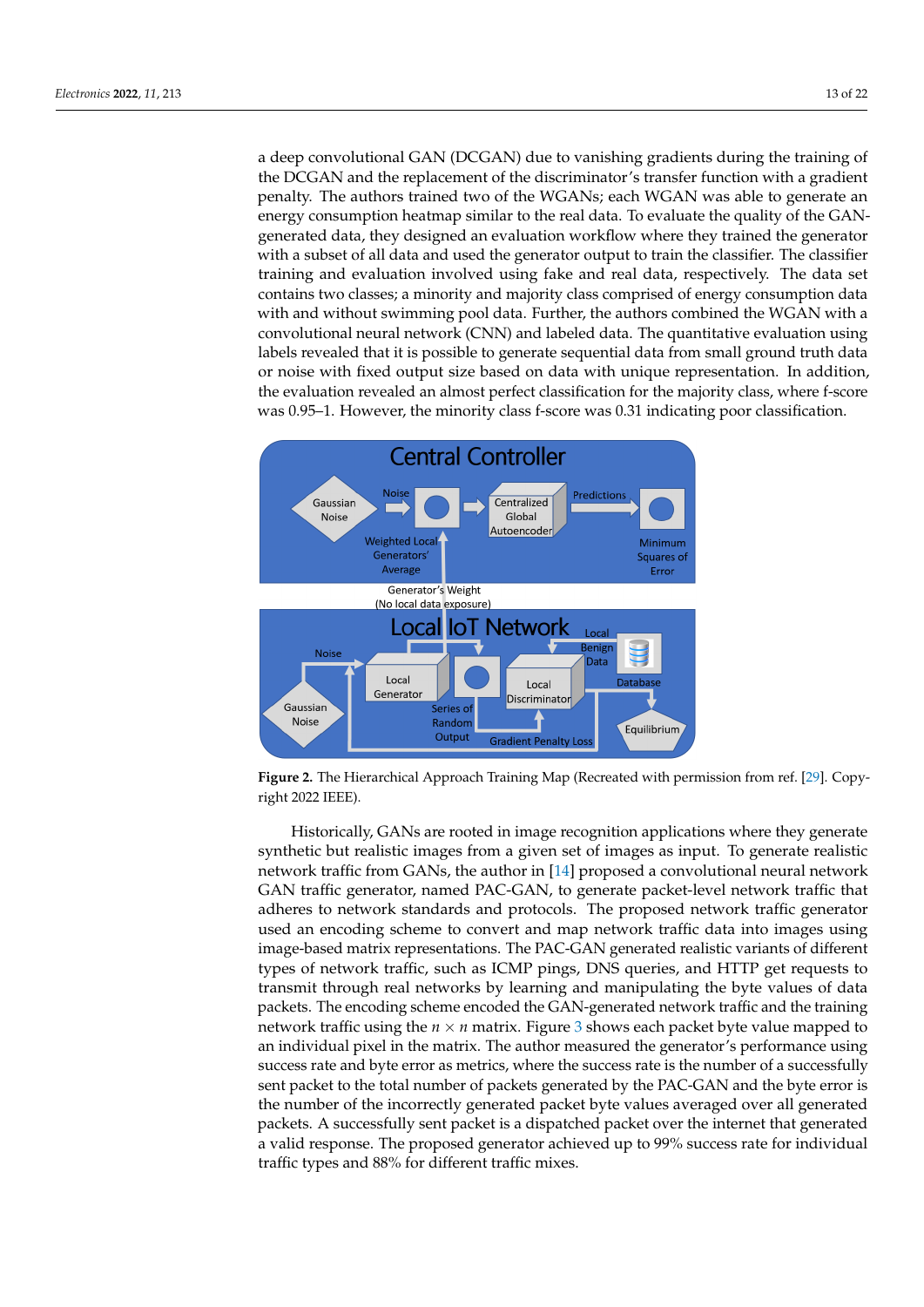a deep convolutional GAN (DCGAN) due to vanishing gradients during the training of the DCGAN and the replacement of the discriminator's transfer function with a gradient penalty. The authors trained two of the WGANs; each WGAN was able to generate an energy consumption heatmap similar to the real data. To evaluate the quality of the GAN-generated data, they designed an evaluation workflow where they trained the generator with a subset of all data and used the generator output to train the classifier. The classifier training and evaluation involved using fake and real data, respectively. The data set contains two classes; a minority and majority class comprised of energy consumption data with and without swimming pool data. Further, the authors combined the WGAN with a convolutional neural network (CNN) and labeled data. The quantitative evaluation using labels revealed that it is possible to generate sequential data from small ground truth data or noise with fixed output size based on data with unique representation. In addition, the evaluation revealed an almost perfect classification for the majority class, where f-score was 0.95–1. However, the minority class f-score was 0.31 indicating poor classification.

**Figure 2.** The Hierarchical Approach Training Map (Recreated with permission from ref. [29]. Copyright 2022 IEEE).

Historically, GANs are rooted in image recognition applications where they generate synthetic but realistic images from a given set of images as input. To generate realistic network traffic from GANs, the author in [14] proposed a convolutional neural network GAN traffic generator, named PAC-GAN, to generate packet-level network traffic that adheres to network standards and protocols. The proposed network traffic generator used an encoding scheme to convert and map network traffic data into images using image-based matrix representations. The PAC-GAN generated realistic variants of different types of network traffic, such as ICMP pings, DNS queries, and HTTP get requests to transmit through real networks by learning and manipulating the byte values of data packets. The encoding scheme encoded the GAN-generated network traffic and the training network traffic using the $n \times n$ matrix. Figure 3 shows each packet byte value mapped to an individual pixel in the matrix. The author measured the generator's performance using success rate and byte error as metrics, where the success rate is the number of a successfully sent packet to the total number of packets generated by the PAC-GAN and the byte error is the number of the incorrectly generated packet byte values averaged over all generated packets. A successfully sent packet is a dispatched packet over the internet that generated a valid response. The proposed generator achieved up to 99% success rate for individual traffic types and 88% for different traffic mixes.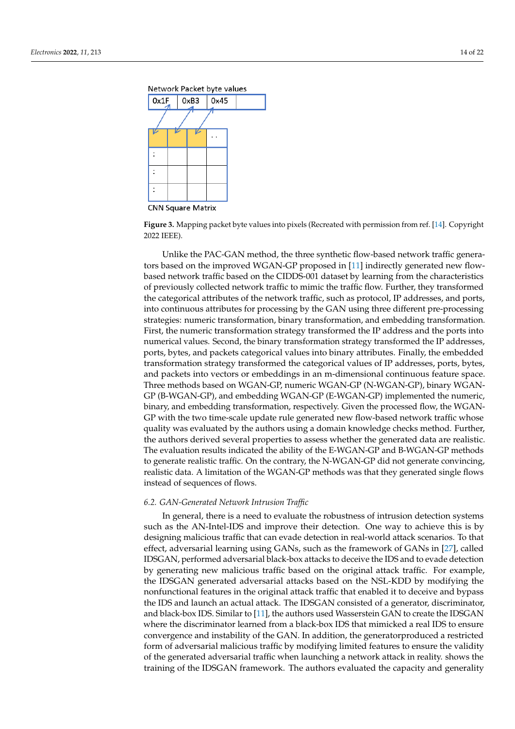Network Packet byte values

CNN Square Matrix

**Figure 3.** Mapping packet byte values into pixels (Recreated with permission from ref. [14]. Copyright 2022 IEEE).

Unlike the PAC-GAN method, the three synthetic flow-based network traffic generators based on the improved WGAN-GP proposed in [11] indirectly generated new flow-based network traffic based on the CIDDS-001 dataset by learning from the characteristics of previously collected network traffic to mimic the traffic flow. Further, they transformed the categorical attributes of the network traffic, such as protocol, IP addresses, and ports, into continuous attributes for processing by the GAN using three different pre-processing strategies: numeric transformation, binary transformation, and embedding transformation. First, the numeric transformation strategy transformed the IP address and the ports into numerical values. Second, the binary transformation strategy transformed the IP addresses, ports, bytes, and packets categorical values into binary attributes. Finally, the embedded transformation strategy transformed the categorical values of IP addresses, ports, bytes, and packets into vectors or embeddings in an m-dimensional continuous feature space. Three methods based on WGAN-GP, numeric WGAN-GP (N-WGAN-GP), binary WGAN-GP (B-WGAN-GP), and embedding WGAN-GP (E-WGAN-GP) implemented the numeric, binary, and embedding transformation, respectively. Given the processed flow, the WGAN-GP with the two time-scale update rule generated new flow-based network traffic whose quality was evaluated by the authors using a domain knowledge checks method. Further, the authors derived several properties to assess whether the generated data are realistic. The evaluation results indicated the ability of the E-WGAN-GP and B-WGAN-GP methods to generate realistic traffic. On the contrary, the N-WGAN-GP did not generate convincing, realistic data. A limitation of the WGAN-GP methods was that they generated single flows instead of sequences of flows.

### 6.2. GAN-Generated Network Intrusion Traffic

In general, there is a need to evaluate the robustness of intrusion detection systems such as the AN-Intel-IDS and improve their detection. One way to achieve this is by designing malicious traffic that can evade detection in real-world attack scenarios. To that effect, adversarial learning using GANs, such as the framework of GANs in [27], called IDSGAN, performed adversarial black-box attacks to deceive the IDS and to evade detection by generating new malicious traffic based on the original attack traffic. For example, the IDSGAN generated adversarial attacks based on the NSL-KDD by modifying the nonfunctional features in the original attack traffic that enabled it to deceive and bypass the IDS and launch an actual attack. The IDSGAN consisted of a generator, discriminator, and black-box IDS. Similar to [11], the authors used Wasserstein GAN to create the IDSGAN where the discriminator learned from a black-box IDS that mimicked a real IDS to ensure convergence and instability of the GAN. In addition, the generatorproduced a restricted form of adversarial malicious traffic by modifying limited features to ensure the validity of the generated adversarial traffic when launching a network attack in reality. shows the training of the IDSGAN framework. The authors evaluated the capacity and generality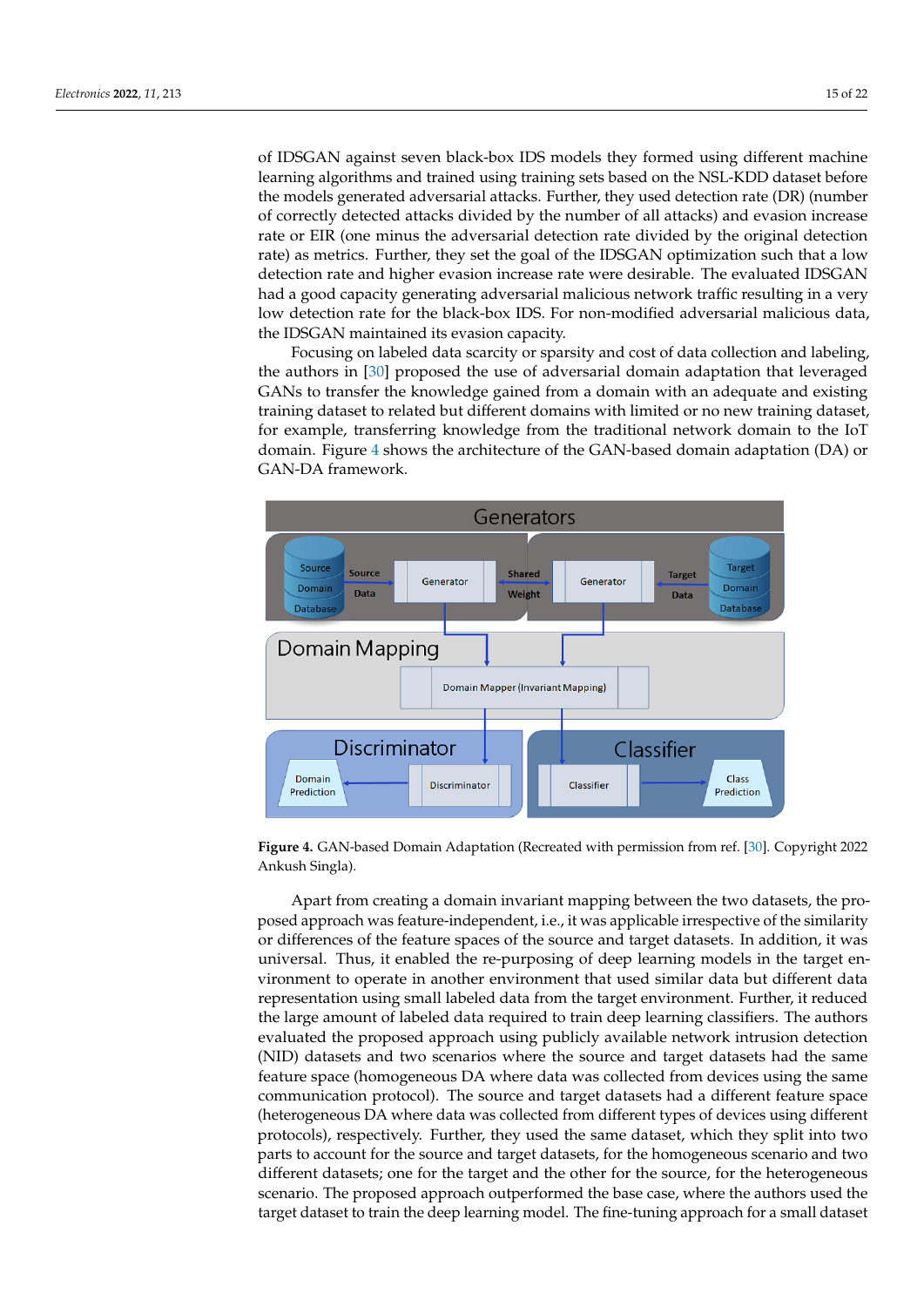of IDSGAN against seven black-box IDS models they formed using different machine learning algorithms and trained using training sets based on the NSL-KDD dataset before the models generated adversarial attacks. Further, they used detection rate (DR) (number of correctly detected attacks divided by the number of all attacks) and evasion increase rate or EIR (one minus the adversarial detection rate divided by the original detection rate) as metrics. Further, they set the goal of the IDSGAN optimization such that a low detection rate and higher evasion increase rate were desirable. The evaluated IDSGAN had a good capacity generating adversarial malicious network traffic resulting in a very low detection rate for the black-box IDS. For non-modified adversarial malicious data, the IDSGAN maintained its evasion capacity.

Focusing on labeled data scarcity or sparsity and cost of data collection and labeling, the authors in [30] proposed the use of adversarial domain adaptation that leveraged GANs to transfer the knowledge gained from a domain with an adequate and existing training dataset to related but different domains with limited or no new training dataset, for example, transferring knowledge from the traditional network domain to the IoT domain. Figure 4 shows the architecture of the GAN-based domain adaptation (DA) or GAN-DA framework.

**Figure 4.** GAN-based Domain Adaptation (Recreated with permission from ref. [30]. Copyright 2022 Ankush Singla).

Apart from creating a domain invariant mapping between the two datasets, the proposed approach was feature-independent, i.e., it was applicable irrespective of the similarity or differences of the feature spaces of the source and target datasets. In addition, it was universal. Thus, it enabled the re-purposing of deep learning models in the target environment to operate in another environment that used similar data but different data representation using small labeled data from the target environment. Further, it reduced the large amount of labeled data required to train deep learning classifiers. The authors evaluated the proposed approach using publicly available network intrusion detection (NID) datasets and two scenarios where the source and target datasets had the same feature space (homogeneous DA where data was collected from devices using the same communication protocol). The source and target datasets had a different feature space (heterogeneous DA where data was collected from different types of devices using different protocols), respectively. Further, they used the same dataset, which they split into two parts to account for the source and target datasets, for the homogeneous scenario and two different datasets; one for the target and the other for the source, for the heterogeneous scenario. The proposed approach outperformed the base case, where the authors used the target dataset to train the deep learning model. The fine-tuning approach for a small dataset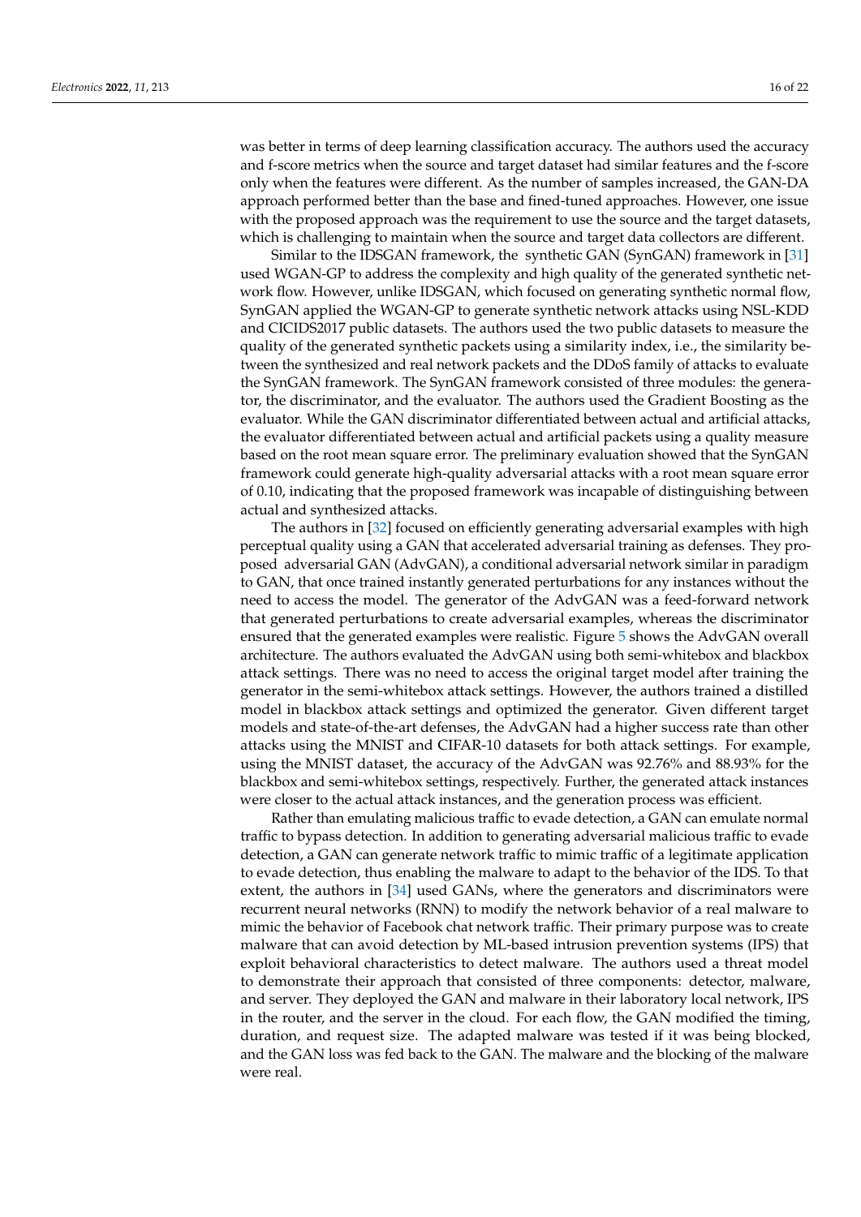was better in terms of deep learning classification accuracy. The authors used the accuracy and f-score metrics when the source and target dataset had similar features and the f-score only when the features were different. As the number of samples increased, the GAN-DA approach performed better than the base and fined-tuned approaches. However, one issue with the proposed approach was the requirement to use the source and the target datasets, which is challenging to maintain when the source and target data collectors are different.

Similar to the IDSGAN framework, the synthetic GAN (SynGAN) framework in [31] used WGAN-GP to address the complexity and high quality of the generated synthetic network flow. However, unlike IDSGAN, which focused on generating synthetic normal flow, SynGAN applied the WGAN-GP to generate synthetic network attacks using NSL-KDD and CICIDS2017 public datasets. The authors used the two public datasets to measure the quality of the generated synthetic packets using a similarity index, i.e., the similarity between the synthesized and real network packets and the DDoS family of attacks to evaluate the SynGAN framework. The SynGAN framework consisted of three modules: the generator, the discriminator, and the evaluator. The authors used the Gradient Boosting as the evaluator. While the GAN discriminator differentiated between actual and artificial attacks, the evaluator differentiated between actual and artificial packets using a quality measure based on the root mean square error. The preliminary evaluation showed that the SynGAN framework could generate high-quality adversarial attacks with a root mean square error of 0.10, indicating that the proposed framework was incapable of distinguishing between actual and synthesized attacks.

The authors in [32] focused on efficiently generating adversarial examples with high perceptual quality using a GAN that accelerated adversarial training as defenses. They proposed adversarial GAN (AdvGAN), a conditional adversarial network similar in paradigm to GAN, that once trained instantly generated perturbations for any instances without the need to access the model. The generator of the AdvGAN was a feed-forward network that generated perturbations to create adversarial examples, whereas the discriminator ensured that the generated examples were realistic. Figure 5 shows the AdvGAN overall architecture. The authors evaluated the AdvGAN using both semi-whitebox and blackbox attack settings. There was no need to access the original target model after training the generator in the semi-whitebox attack settings. However, the authors trained a distilled model in blackbox attack settings and optimized the generator. Given different target models and state-of-the-art defenses, the AdvGAN had a higher success rate than other attacks using the MNIST and CIFAR-10 datasets for both attack settings. For example, using the MNIST dataset, the accuracy of the AdvGAN was 92.76% and 88.93% for the blackbox and semi-whitebox settings, respectively. Further, the generated attack instances were closer to the actual attack instances, and the generation process was efficient.

Rather than emulating malicious traffic to evade detection, a GAN can emulate normal traffic to bypass detection. In addition to generating adversarial malicious traffic to evade detection, a GAN can generate network traffic to mimic traffic of a legitimate application to evade detection, thus enabling the malware to adapt to the behavior of the IDS. To that extent, the authors in [34] used GANs, where the generators and discriminators were recurrent neural networks (RNN) to modify the network behavior of a real malware to mimic the behavior of Facebook chat network traffic. Their primary purpose was to create malware that can avoid detection by ML-based intrusion prevention systems (IPS) that exploit behavioral characteristics to detect malware. The authors used a threat model to demonstrate their approach that consisted of three components: detector, malware, and server. They deployed the GAN and malware in their laboratory local network, IPS in the router, and the server in the cloud. For each flow, the GAN modified the timing, duration, and request size. The adapted malware was tested if it was being blocked, and the GAN loss was fed back to the GAN. The malware and the blocking of the malware were real.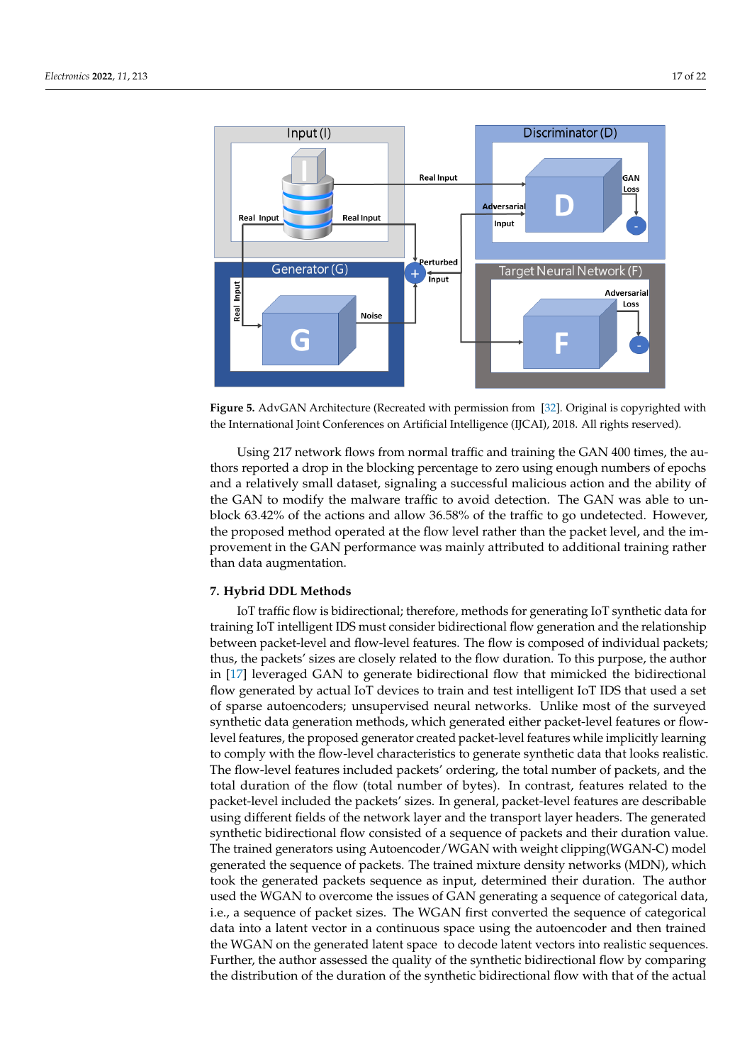Figure 5. AdvGAN Architecture (Recreated with permission from [32]. Original is copyrighted with the International Joint Conferences on Artificial Intelligence (IJCAI), 2018. All rights reserved).

Using 217 network flows from normal traffic and training the GAN 400 times, the authors reported a drop in the blocking percentage to zero using enough numbers of epochs and a relatively small dataset, signaling a successful malicious action and the ability of the GAN to modify the malware traffic to avoid detection. The GAN was able to unblock 63.42% of the actions and allow 36.58% of the traffic to go undetected. However, the proposed method operated at the flow level rather than the packet level, and the improvement in the GAN performance was mainly attributed to additional training rather than data augmentation.

## 7. Hybrid DDL Methods

IoT traffic flow is bidirectional; therefore, methods for generating IoT synthetic data for training IoT intelligent IDS must consider bidirectional flow generation and the relationship between packet-level and flow-level features. The flow is composed of individual packets; thus, the packets' sizes are closely related to the flow duration. To this purpose, the author in [17] leveraged GAN to generate bidirectional flow that mimicked the bidirectional flow generated by actual IoT devices to train and test intelligent IoT IDS that used a set of sparse autoencoders; unsupervised neural networks. Unlike most of the surveyed synthetic data generation methods, which generated either packet-level features or flow-level features, the proposed generator created packet-level features while implicitly learning to comply with the flow-level characteristics to generate synthetic data that looks realistic. The flow-level features included packets' ordering, the total number of packets, and the total duration of the flow (total number of bytes). In contrast, features related to the packet-level included the packets' sizes. In general, packet-level features are describable using different fields of the network layer and the transport layer headers. The generated synthetic bidirectional flow consisted of a sequence of packets and their duration value. The trained generators using Autoencoder/WGAN with weight clipping(WGAN-C) model generated the sequence of packets. The trained mixture density networks (MDN), which took the generated packets sequence as input, determined their duration. The author used the WGAN to overcome the issues of GAN generating a sequence of categorical data, i.e., a sequence of packet sizes. The WGAN first converted the sequence of categorical data into a latent vector in a continuous space using the autoencoder and then trained the WGAN on the generated latent space to decode latent vectors into realistic sequences. Further, the author assessed the quality of the synthetic bidirectional flow by comparing the distribution of the duration of the synthetic bidirectional flow with that of the actual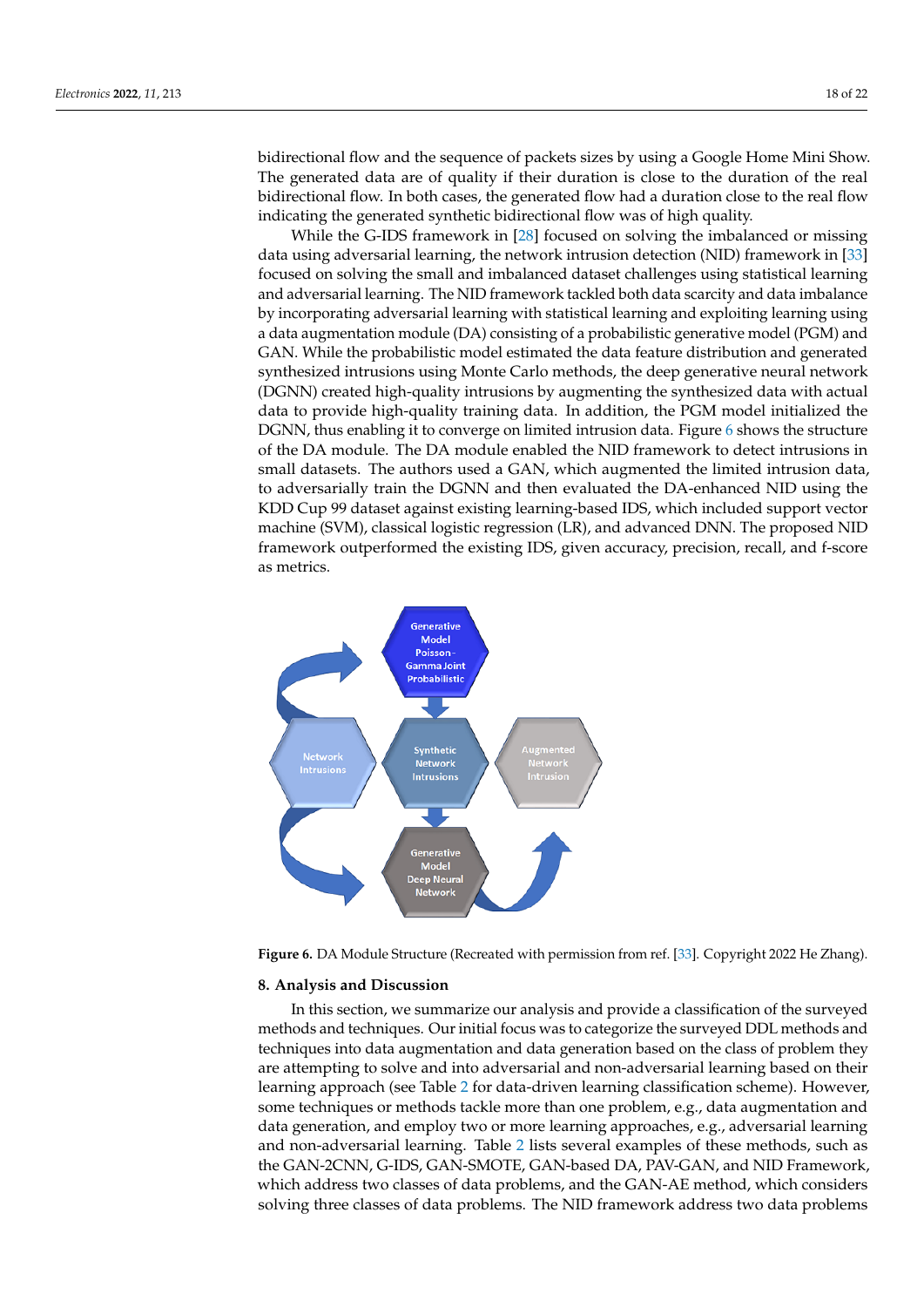bidirectional flow and the sequence of packets sizes by using a Google Home Mini Show. The generated data are of quality if their duration is close to the duration of the real bidirectional flow. In both cases, the generated flow had a duration close to the real flow indicating the generated synthetic bidirectional flow was of high quality.

While the G-IDS framework in [28] focused on solving the imbalanced or missing data using adversarial learning, the network intrusion detection (NID) framework in [33] focused on solving the small and imbalanced dataset challenges using statistical learning and adversarial learning. The NID framework tackled both data scarcity and data imbalance by incorporating adversarial learning with statistical learning and exploiting learning using a data augmentation module (DA) consisting of a probabilistic generative model (PGM) and GAN. While the probabilistic model estimated the data feature distribution and generated synthesized intrusions using Monte Carlo methods, the deep generative neural network (DGNN) created high-quality intrusions by augmenting the synthesized data with actual data to provide high-quality training data. In addition, the PGM model initialized the DGNN, thus enabling it to converge on limited intrusion data. Figure 6 shows the structure of the DA module. The DA module enabled the NID framework to detect intrusions in small datasets. The authors used a GAN, which augmented the limited intrusion data, to adversarially train the DGNN and then evaluated the DA-enhanced NID using the KDD Cup 99 dataset against existing learning-based IDS, which included support vector machine (SVM), classical logistic regression (LR), and advanced DNN. The proposed NID framework outperformed the existing IDS, given accuracy, precision, recall, and f-score as metrics.

**Figure 6.** DA Module Structure (Recreated with permission from ref. [33]. Copyright 2022 He Zhang).

## 8. Analysis and Discussion

In this section, we summarize our analysis and provide a classification of the surveyed methods and techniques. Our initial focus was to categorize the surveyed DDL methods and techniques into data augmentation and data generation based on the class of problem they are attempting to solve and into adversarial and non-adversarial learning based on their learning approach (see Table 2 for data-driven learning classification scheme). However, some techniques or methods tackle more than one problem, e.g., data augmentation and data generation, and employ two or more learning approaches, e.g., adversarial learning and non-adversarial learning. Table 2 lists several examples of these methods, such as the GAN-2CNN, G-IDS, GAN-SMOTE, GAN-based DA, PAV-GAN, and NID Framework, which address two classes of data problems, and the GAN-AE method, which considers solving three classes of data problems. The NID framework address two data problems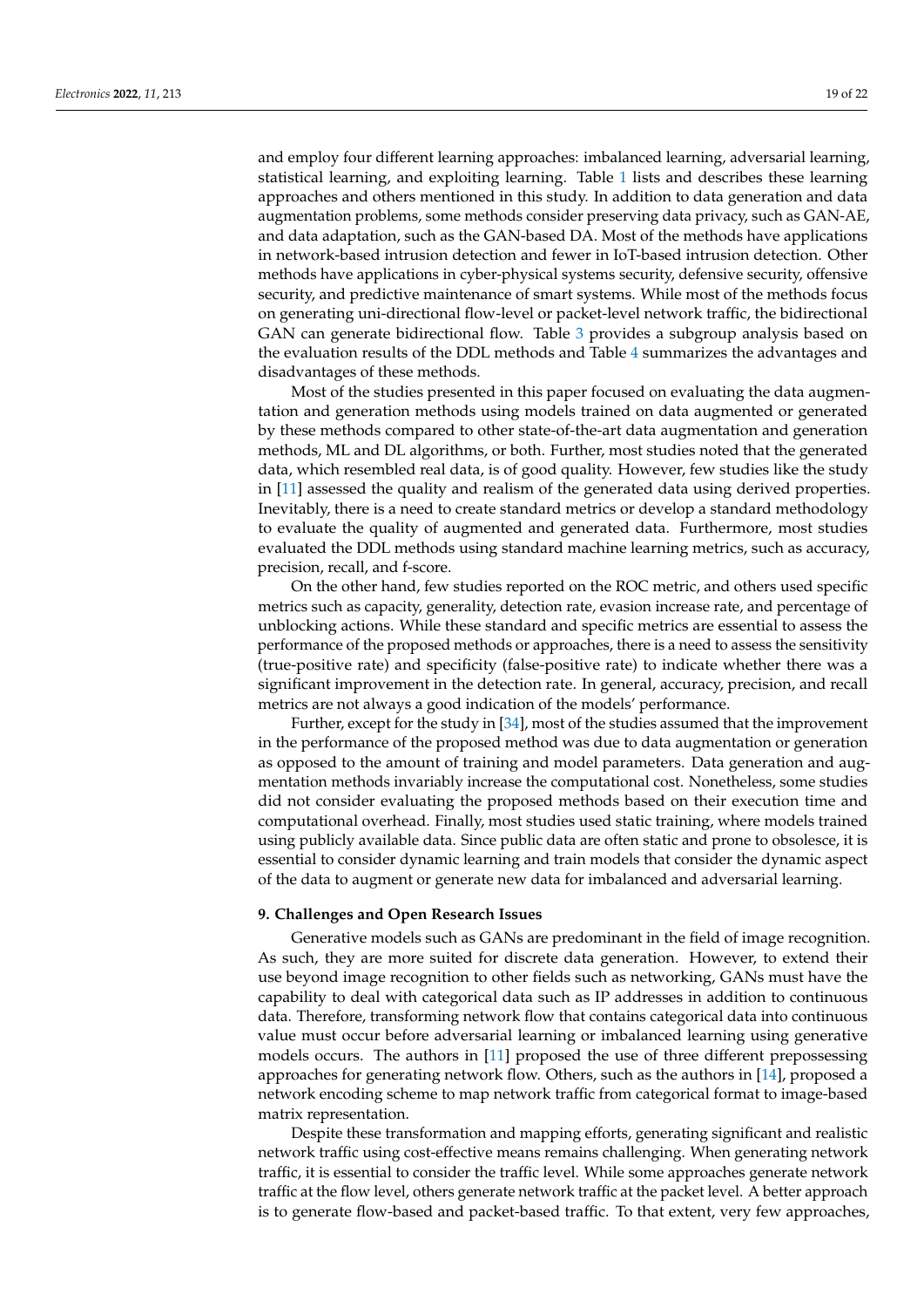and employ four different learning approaches: imbalanced learning, adversarial learning, statistical learning, and exploiting learning. Table 1 lists and describes these learning approaches and others mentioned in this study. In addition to data generation and data augmentation problems, some methods consider preserving data privacy, such as GAN-AE, and data adaptation, such as the GAN-based DA. Most of the methods have applications in network-based intrusion detection and fewer in IoT-based intrusion detection. Other methods have applications in cyber-physical systems security, defensive security, offensive security, and predictive maintenance of smart systems. While most of the methods focus on generating uni-directional flow-level or packet-level network traffic, the bidirectional GAN can generate bidirectional flow. Table 3 provides a subgroup analysis based on the evaluation results of the DDL methods and Table 4 summarizes the advantages and disadvantages of these methods.

Most of the studies presented in this paper focused on evaluating the data augmentation and generation methods using models trained on data augmented or generated by these methods compared to other state-of-the-art data augmentation and generation methods, ML and DL algorithms, or both. Further, most studies noted that the generated data, which resembled real data, is of good quality. However, few studies like the study in [11] assessed the quality and realism of the generated data using derived properties. Inevitably, there is a need to create standard metrics or develop a standard methodology to evaluate the quality of augmented and generated data. Furthermore, most studies evaluated the DDL methods using standard machine learning metrics, such as accuracy, precision, recall, and f-score.

On the other hand, few studies reported on the ROC metric, and others used specific metrics such as capacity, generality, detection rate, evasion increase rate, and percentage of unblocking actions. While these standard and specific metrics are essential to assess the performance of the proposed methods or approaches, there is a need to assess the sensitivity (true-positive rate) and specificity (false-positive rate) to indicate whether there was a significant improvement in the detection rate. In general, accuracy, precision, and recall metrics are not always a good indication of the models' performance.

Further, except for the study in [34], most of the studies assumed that the improvement in the performance of the proposed method was due to data augmentation or generation as opposed to the amount of training and model parameters. Data generation and augmentation methods invariably increase the computational cost. Nonetheless, some studies did not consider evaluating the proposed methods based on their execution time and computational overhead. Finally, most studies used static training, where models trained using publicly available data. Since public data are often static and prone to obsolesce, it is essential to consider dynamic learning and train models that consider the dynamic aspect of the data to augment or generate new data for imbalanced and adversarial learning.

## 9. Challenges and Open Research Issues

Generative models such as GANs are predominant in the field of image recognition. As such, they are more suited for discrete data generation. However, to extend their use beyond image recognition to other fields such as networking, GANs must have the capability to deal with categorical data such as IP addresses in addition to continuous data. Therefore, transforming network flow that contains categorical data into continuous value must occur before adversarial learning or imbalanced learning using generative models occurs. The authors in [11] proposed the use of three different prepossessing approaches for generating network flow. Others, such as the authors in [14], proposed a network encoding scheme to map network traffic from categorical format to image-based matrix representation.

Despite these transformation and mapping efforts, generating significant and realistic network traffic using cost-effective means remains challenging. When generating network traffic, it is essential to consider the traffic level. While some approaches generate network traffic at the flow level, others generate network traffic at the packet level. A better approach is to generate flow-based and packet-based traffic. To that extent, very few approaches,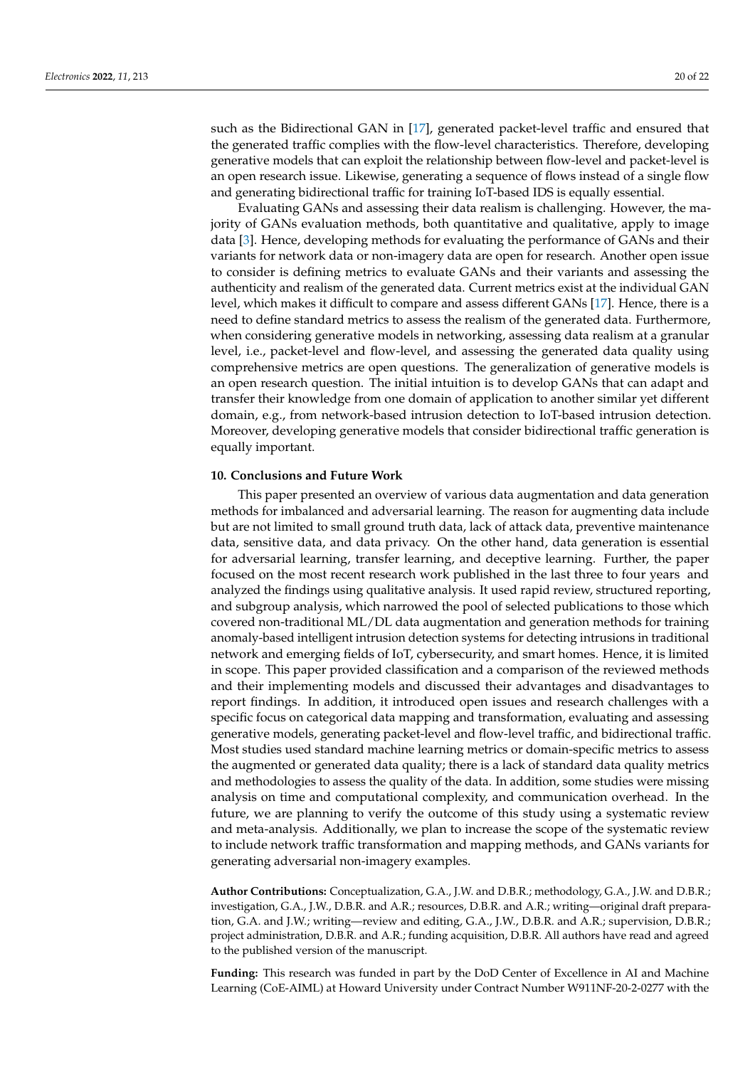such as the Bidirectional GAN in [17], generated packet-level traffic and ensured that the generated traffic complies with the flow-level characteristics. Therefore, developing generative models that can exploit the relationship between flow-level and packet-level is an open research issue. Likewise, generating a sequence of flows instead of a single flow and generating bidirectional traffic for training IoT-based IDS is equally essential.

Evaluating GANs and assessing their data realism is challenging. However, the majority of GANs evaluation methods, both quantitative and qualitative, apply to image data [3]. Hence, developing methods for evaluating the performance of GANs and their variants for network data or non-imagery data are open for research. Another open issue to consider is defining metrics to evaluate GANs and their variants and assessing the authenticity and realism of the generated data. Current metrics exist at the individual GAN level, which makes it difficult to compare and assess different GANs [17]. Hence, there is a need to define standard metrics to assess the realism of the generated data. Furthermore, when considering generative models in networking, assessing data realism at a granular level, i.e., packet-level and flow-level, and assessing the generated data quality using comprehensive metrics are open questions. The generalization of generative models is an open research question. The initial intuition is to develop GANs that can adapt and transfer their knowledge from one domain of application to another similar yet different domain, e.g., from network-based intrusion detection to IoT-based intrusion detection. Moreover, developing generative models that consider bidirectional traffic generation is equally important.

## 10. Conclusions and Future Work

This paper presented an overview of various data augmentation and data generation methods for imbalanced and adversarial learning. The reason for augmenting data include but are not limited to small ground truth data, lack of attack data, preventive maintenance data, sensitive data, and data privacy. On the other hand, data generation is essential for adversarial learning, transfer learning, and deceptive learning. Further, the paper focused on the most recent research work published in the last three to four years and analyzed the findings using qualitative analysis. It used rapid review, structured reporting, and subgroup analysis, which narrowed the pool of selected publications to those which covered non-traditional ML/DL data augmentation and generation methods for training anomaly-based intelligent intrusion detection systems for detecting intrusions in traditional network and emerging fields of IoT, cybersecurity, and smart homes. Hence, it is limited in scope. This paper provided classification and a comparison of the reviewed methods and their implementing models and discussed their advantages and disadvantages to report findings. In addition, it introduced open issues and research challenges with a specific focus on categorical data mapping and transformation, evaluating and assessing generative models, generating packet-level and flow-level traffic, and bidirectional traffic. Most studies used standard machine learning metrics or domain-specific metrics to assess the augmented or generated data quality; there is a lack of standard data quality metrics and methodologies to assess the quality of the data. In addition, some studies were missing analysis on time and computational complexity, and communication overhead. In the future, we are planning to verify the outcome of this study using a systematic review and meta-analysis. Additionally, we plan to increase the scope of the systematic review to include network traffic transformation and mapping methods, and GANs variants for generating adversarial non-imagery examples.

**Author Contributions:** Conceptualization, G.A., J.W. and D.B.R.; methodology, G.A., J.W. and D.B.R.; investigation, G.A., J.W., D.B.R. and A.R.; resources, D.B.R. and A.R.; writing—original draft preparation, G.A. and J.W.; writing—review and editing, G.A., J.W., D.B.R. and A.R.; supervision, D.B.R.; project administration, D.B.R. and A.R.; funding acquisition, D.B.R. All authors have read and agreed to the published version of the manuscript.

**Funding:** This research was funded in part by the DoD Center of Excellence in AI and Machine Learning (CoE-AIML) at Howard University under Contract Number W911NF-20-2-0277 with the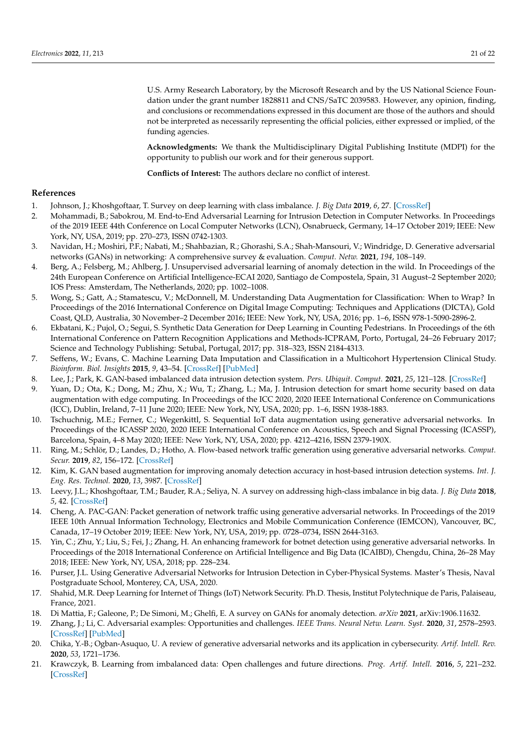U.S. Army Research Laboratory, by the Microsoft Research and by the US National Science Foundation under the grant number 1828811 and CNS/SaTC 2039583. However, any opinion, finding, and conclusions or recommendations expressed in this document are those of the authors and should not be interpreted as necessarily representing the official policies, either expressed or implied, of the funding agencies.

**Acknowledgments:** We thank the Multidisciplinary Digital Publishing Institute (MDPI) for the opportunity to publish our work and for their generous support.

**Conflicts of Interest:** The authors declare no conflict of interest.

## References

1. Johnson, J.; Khoshgoftaar, T. Survey on deep learning with class imbalance. *J. Big Data* **2019**, *6*, 27. [CrossRef]
2. Mohammadi, B.; Sabokrou, M. End-to-End Adversarial Learning for Intrusion Detection in Computer Networks. In Proceedings of the 2019 IEEE 44th Conference on Local Computer Networks (LCN), Osnabrueck, Germany, 14–17 October 2019; IEEE: New York, NY, USA, 2019; pp. 270–273, ISSN 0742-1303.
3. Navidan, H.; Moshiri, P.F.; Nabati, M.; Shahbazian, R.; Ghorashi, S.A.; Shah-Mansouri, V.; Windridge, D. Generative adversarial networks (GANs) in networking: A comprehensive survey & evaluation. *Comput. Netw.* **2021**, *194*, 108–149.
4. Berg, A.; Felsberg, M.; Ahlberg, J. Unsupervised adversarial learning of anomaly detection in the wild. In Proceedings of the 24th European Conference on Artificial Intelligence-ECAI 2020, Santiago de Compostela, Spain, 31 August–2 September 2020; IOS Press: Amsterdam, The Netherlands, 2020; pp. 1002–1008.
5. Wong, S.; Gatt, A.; Stamatescu, V.; McDonnell, M. Understanding Data Augmentation for Classification: When to Wrap? In Proceedings of the 2016 International Conference on Digital Image Computing: Techniques and Applications (DICTA), Gold Coast, QLD, Australia, 30 November–2 December 2016; IEEE: New York, NY, USA, 2016; pp. 1–6, ISSN 978-1-5090-2896-2.
6. Ekbatani, K.; Pujol, O.; Segui, S. Synthetic Data Generation for Deep Learning in Counting Pedestrians. In Proceedings of the 6th International Conference on Pattern Recognition Applications and Methods-ICPRAM, Porto, Portugal, 24–26 February 2017; Science and Technology Publishing: Setubal, Portugal, 2017; pp. 318–323, ISSN 2184-4313.
7. Seffens, W.; Evans, C. Machine Learning Data Imputation and Classification in a Multicohort Hypertension Clinical Study. *Bioinform. Biol. Insights* **2015**, *9*, 43–54. [CrossRef] [PubMed]
8. Lee, J.; Park, K. GAN-based imbalanced data intrusion detection system. *Pers. Ubiquit. Comput.* **2021**, *25*, 121–128. [CrossRef]
9. Yuan, D.; Ota, K.; Dong, M.; Zhu, X.; Wu, T.; Zhang, L.; Ma, J. Intrusion detection for smart home security based on data augmentation with edge computing. In Proceedings of the ICC 2020, 2020 IEEE International Conference on Communications (ICC), Dublin, Ireland, 7–11 June 2020; IEEE: New York, NY, USA, 2020; pp. 1–6, ISSN 1938-1883.
10. Tschuchnig, M.E.; Ferner, C.; Wegenkittl, S. Sequential IoT data augmentation using generative adversarial networks. In Proceedings of the ICASSP 2020, 2020 IEEE International Conference on Acoustics, Speech and Signal Processing (ICASSP), Barcelona, Spain, 4–8 May 2020; IEEE: New York, NY, USA, 2020; pp. 4212–4216, ISSN 2379-190X.
11. Ring, M.; Schlör, D.; Landes, D.; Hotho, A. Flow-based network traffic generation using generative adversarial networks. *Comput. Secur.* **2019**, *82*, 156–172. [CrossRef]
12. Kim, K. GAN based augmentation for improving anomaly detection accuracy in host-based intrusion detection systems. *Int. J. Eng. Res. Technol.* **2020**, *13*, 3987. [CrossRef]
13. Leevy, J.L.; Khoshgoftaar, T.M.; Bauder, R.A.; Seliya, N. A survey on addressing high-class imbalance in big data. *J. Big Data* **2018**, *5*, 42. [CrossRef]
14. Cheng, A. PAC-GAN: Packet generation of network traffic using generative adversarial networks. In Proceedings of the 2019 IEEE 10th Annual Information Technology, Electronics and Mobile Communication Conference (IEMCON), Vancouver, BC, Canada, 17–19 October 2019; IEEE: New York, NY, USA, 2019; pp. 0728–0734, ISSN 2644-3163.
15. Yin, C.; Zhu, Y.; Liu, S.; Fei, J.; Zhang, H. An enhancing framework for botnet detection using generative adversarial networks. In Proceedings of the 2018 International Conference on Artificial Intelligence and Big Data (ICAIBD), Chengdu, China, 26–28 May 2018; IEEE: New York, NY, USA, 2018; pp. 228–234.
16. Purser, J.L. Using Generative Adversarial Networks for Intrusion Detection in Cyber-Physical Systems. Master's Thesis, Naval Postgraduate School, Monterey, CA, USA, 2020.
17. Shahid, M.R. Deep Learning for Internet of Things (IoT) Network Security. Ph.D. Thesis, Institut Polytechnique de Paris, Palaiseau, France, 2021.
18. Di Mattia, F.; Galeone, P.; De Simoni, M.; Ghelfi, E. A survey on GANs for anomaly detection. *arXiv* **2021**, arXiv:1906.11632.
19. Zhang, J.; Li, C. Adversarial examples: Opportunities and challenges. *IEEE Trans. Neural Netw. Learn. Syst.* **2020**, *31*, 2578–2593. [CrossRef] [PubMed]
20. Chika, Y.-B.; Ogban-Asuquo, U. A review of generative adversarial networks and its application in cybersecurity. *Artif. Intell. Rev.* **2020**, *53*, 1721–1736.
21. Krawczyk, B. Learning from imbalanced data: Open challenges and future directions. *Prog. Artif. Intell.* **2016**, *5*, 221–232. [CrossRef]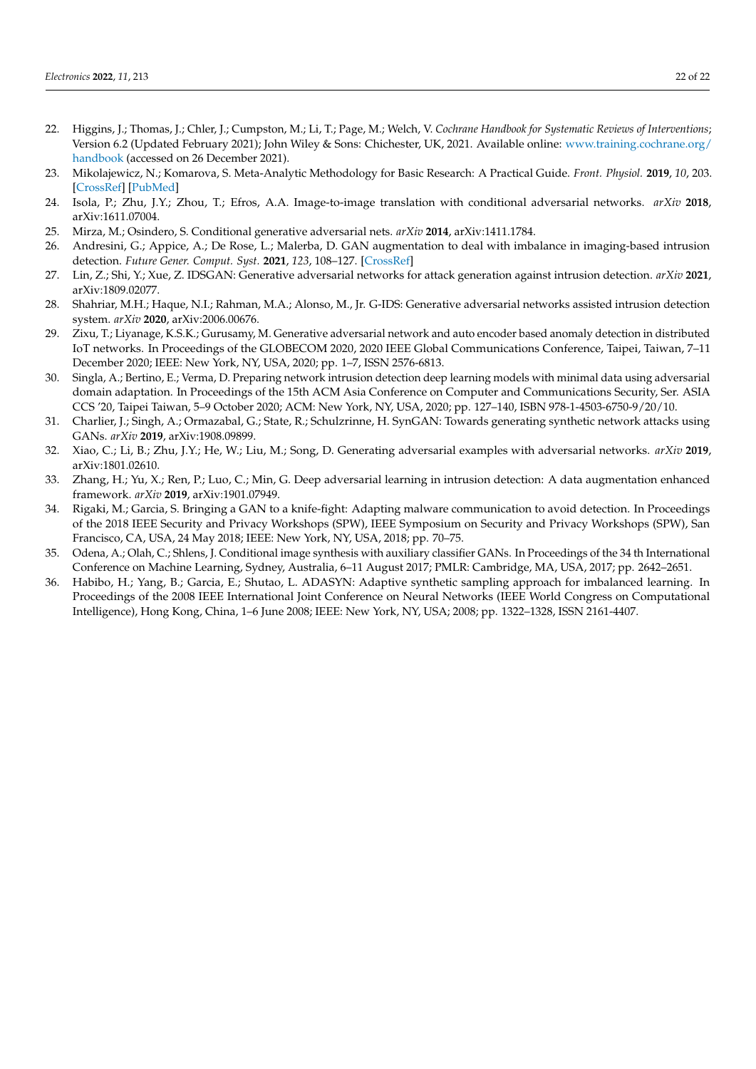22. Higgins, J.; Thomas, J.; Chler, J.; Cumpston, M.; Li, T.; Page, M.; Welch, V. *Cochrane Handbook for Systematic Reviews of Interventions*; Version 6.2 (Updated February 2021); John Wiley & Sons: Chichester, UK, 2021. Available online: www.training.cochrane.org/handbook (accessed on 26 December 2021).
23. Mikolajewicz, N.; Komarova, S. Meta-Analytic Methodology for Basic Research: A Practical Guide. *Front. Physiol.* **2019**, *10*, 203. [CrossRef] [PubMed]
24. Isola, P.; Zhu, J.Y.; Zhou, T.; Efros, A.A. Image-to-image translation with conditional adversarial networks. *arXiv* **2018**, arXiv:1611.07004.
25. Mirza, M.; Osindero, S. Conditional generative adversarial nets. *arXiv* **2014**, arXiv:1411.1784.
26. Andresini, G.; Appice, A.; De Rose, L.; Malerba, D. GAN augmentation to deal with imbalance in imaging-based intrusion detection. *Future Gener. Comput. Syst.* **2021**, *123*, 108–127. [CrossRef]
27. Lin, Z.; Shi, Y.; Xue, Z. IDSGAN: Generative adversarial networks for attack generation against intrusion detection. *arXiv* **2021**, arXiv:1809.02077.
28. Shahriar, M.H.; Haque, N.I.; Rahman, M.A.; Alonso, M., Jr. G-IDS: Generative adversarial networks assisted intrusion detection system. *arXiv* **2020**, arXiv:2006.00676.
29. Zixu, T.; Liyanage, K.S.K.; Gurusamy, M. Generative adversarial network and auto encoder based anomaly detection in distributed IoT networks. In Proceedings of the GLOBECOM 2020, 2020 IEEE Global Communications Conference, Taipei, Taiwan, 7–11 December 2020; IEEE: New York, NY, USA, 2020; pp. 1–7, ISSN 2576-6813.
30. Singla, A.; Bertino, E.; Verma, D. Preparing network intrusion detection deep learning models with minimal data using adversarial domain adaptation. In Proceedings of the 15th ACM Asia Conference on Computer and Communications Security, Ser. ASIA CCS '20, Taipei Taiwan, 5–9 October 2020; ACM: New York, NY, USA, 2020; pp. 127–140, ISBN 978-1-4503-6750-9/20/10.
31. Charlier, J.; Singh, A.; Ormazabal, G.; State, R.; Schulzrinne, H. SynGAN: Towards generating synthetic network attacks using GANs. *arXiv* **2019**, arXiv:1908.09899.
32. Xiao, C.; Li, B.; Zhu, J.Y.; He, W.; Liu, M.; Song, D. Generating adversarial examples with adversarial networks. *arXiv* **2019**, arXiv:1801.02610.
33. Zhang, H.; Yu, X.; Ren, P.; Luo, C.; Min, G. Deep adversarial learning in intrusion detection: A data augmentation enhanced framework. *arXiv* **2019**, arXiv:1901.07949.
34. Rigaki, M.; Garcia, S. Bringing a GAN to a knife-fight: Adapting malware communication to avoid detection. In Proceedings of the 2018 IEEE Security and Privacy Workshops (SPW), IEEE Symposium on Security and Privacy Workshops (SPW), San Francisco, CA, USA, 24 May 2018; IEEE: New York, NY, USA, 2018; pp. 70–75.
35. Odena, A.; Olah, C.; Shlens, J. Conditional image synthesis with auxiliary classifier GANs. In Proceedings of the 34 th International Conference on Machine Learning, Sydney, Australia, 6–11 August 2017; PMLR: Cambridge, MA, USA, 2017; pp. 2642–2651.
36. Habibo, H.; Yang, B.; Garcia, E.; Shutao, L. ADASYN: Adaptive synthetic sampling approach for imbalanced learning. In Proceedings of the 2008 IEEE International Joint Conference on Neural Networks (IEEE World Congress on Computational Intelligence), Hong Kong, China, 1–6 June 2008; IEEE: New York, NY, USA; 2008; pp. 1322–1328, ISSN 2161-4407.